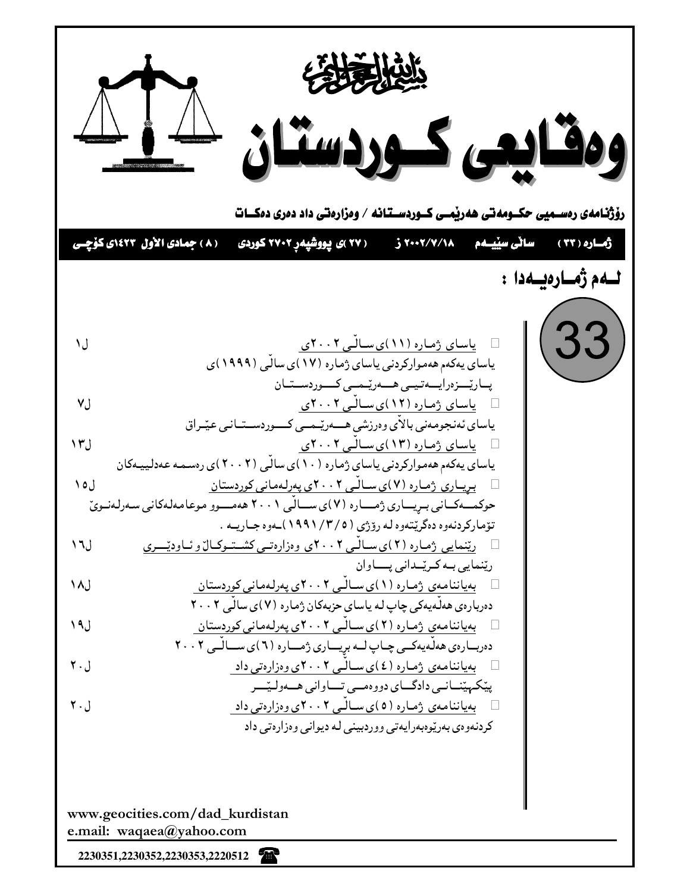بسم الله الرحمن الرحيم

# وەقایعی کوردستان

**رۆژنامەی رەسمیی حکومەتی هەرێمی کوردستانە / وەزارەتی داد دەری دەکات**

**ژمارە (٣٢) ساڵی سێیەم ٢٠٠٢/٧/١٨ ز (٢٧)ی پووشپەڕ ٢٧٠٢ کوردی (٨) جمادی الأول ١٤٢٣ی کۆچی**

## لەم ژمارەیەدا :

33

- یاسای ژمارە (١١)ی ساڵی ٢٠٠٢ی — ل١
  یاسای یەکەم هەموارکردنی یاسای ژمارە (١٧)ی ساڵی (١٩٩٩)ی پارێزەرایەتیی هەرێمی کوردستان
- یاسای ژمارە (١٢)ی ساڵی ٢٠٠٢ی — ل٧
  یاسای ئەنجومەنی باڵای وەرزشی هەرێمی کوردستانی عێراق
- یاسای ژمارە (١٣)ی ساڵی ٢٠٠٢ی — ل١٣
  یاسای یەکەم هەموارکردنی یاسای ژمارە (١٠)ی ساڵی (٢٠٠٢)ی رەسمە عەدلییەکان
- بڕیاری ژمارە (٧)ی ساڵی ٢٠٠٢ی پەرلەمانی کوردستان — ل١٥
  حوکمەکانی بڕیاری ژمارە (٧)ی ساڵی ٢٠٠١ هەموو موعامەلەکانی سەرلەنوێ تۆمارکردنەوە دەگرێتەوە لە رۆژی (١٩٩١/٣/٥)ـەوە جارییە .
- رێنمایی ژمارە (٢)ی ساڵی ٢٠٠٢ی وەزارەتی کشتوکاڵ و ئاودێری — ل١٦
  رێنمایی بە کرێدانی پاوان
- بەیاننامەی ژمارە (١)ی ساڵی ٢٠٠٢ی پەرلەمانی کوردستان — ل١٨
  دەربارەی هەڵەیەکی چاپ لە یاسای حزبەکان ژمارە (٧)ی ساڵی ٢٠٠٢
- بەیاننامەی ژمارە (٢)ی ساڵی ٢٠٠٢ی پەرلەمانی کوردستان — ل١٩
  دەربارەی هەڵەیەکی چاپ لە بڕیاری ژمارە (٦)ی ساڵی ٢٠٠٢
- بەیاننامەی ژمارە (٤)ی ساڵی ٢٠٠٢ی وەزارەتی داد — ل٢٠
  پێکهێنانی دادگای دووەمی تاوانی هەولێر
- بەیاننامەی ژمارە (٥)ی ساڵی ٢٠٠٢ی وەزارەتی داد — ل٢٠
  کردنەوەی بەڕێوەبەرایەتی ووردبینی لە دیوانی وەزارەتی داد

www.geocities.com/dad_kurdistan
e.mail: waqaea@yahoo.com

2230351,2230352,2230353,2220512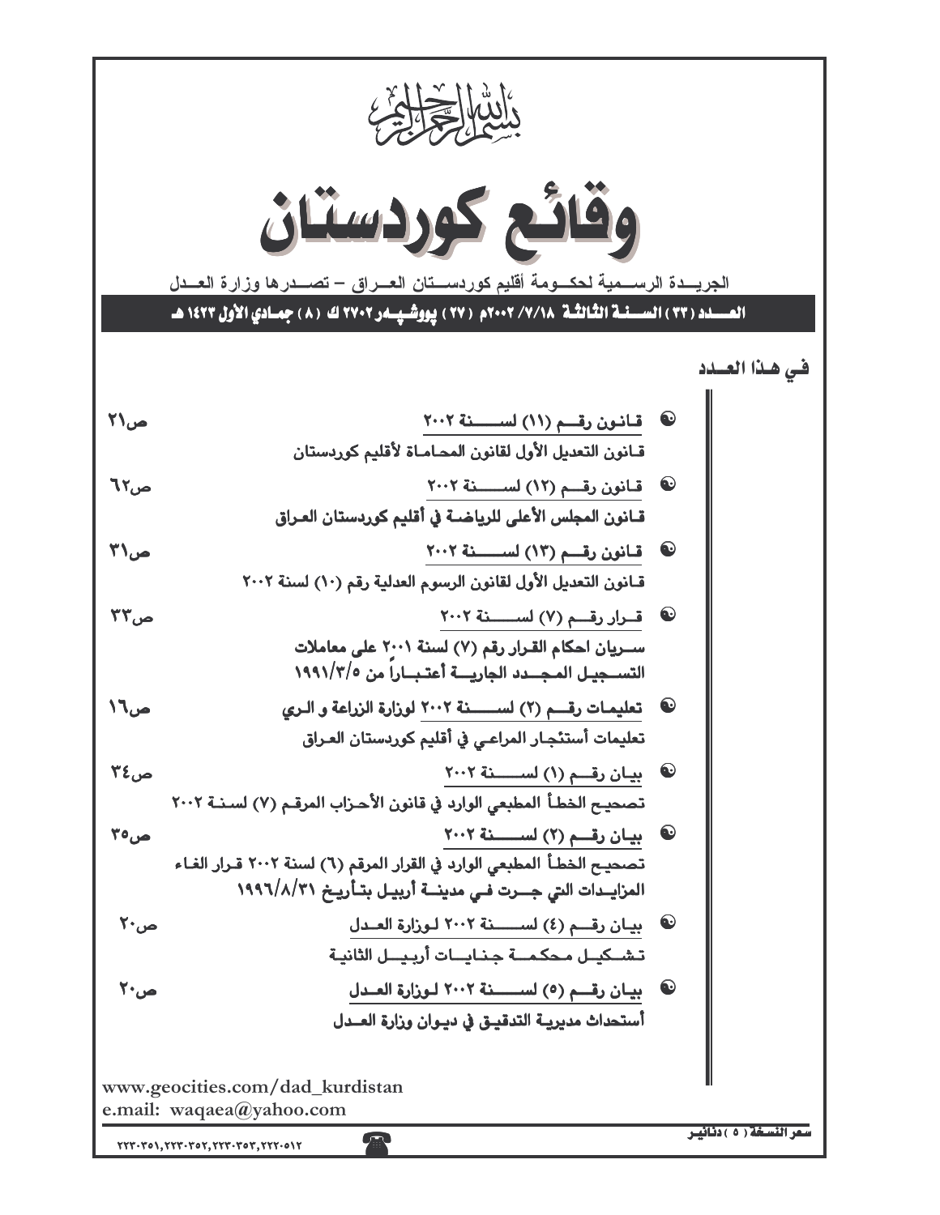بسم الله الرحمن الرحيم

# وقائع كوردستان

الجريــدة الرســمية لحكــومة أقليم كوردســتان العــراق – تصــدرها وزارة العــدل

**العــدد (٣٣) الســنــة الثالثة ٢٠٠٢/٧/١٨م (٢٧) پووشپــەر ٢٧٠٢ ك (٨) جمــادي الأول ١٤٢٣ هـ**

## في هـذا العـدد

| | |
|---|---|
| **قـانـون رقــم (١١) لســـــنة ٢٠٠٢**<br>قـانون التعديل الأول لقانون المحـامـاة لأقليم كوردستان | ص٢١ |
| **قـانـون رقــم (١٢) لســـــنة ٢٠٠٢**<br>قـانون المجلس الأعلى للرياضـة في أقليم كوردستان العراق | ص٢٦ |
| **قـانـون رقــم (١٣) لســـــنة ٢٠٠٢**<br>قـانون التعديل الأول لقانون الرسوم العدلية رقم (١٠) لسنة ٢٠٠٢ | ص٣١ |
| **قــرار رقــم (٧) لســـــنة ٢٠٠٢**<br>ســريان احكام القـرار رقم (٧) لسنة ٢٠٠١ على معاملات التسـجيل المجـدد الجاريـــة أعتبـاراً من ١٩٩١/٣/٥ | ص٣٣ |
| **تعليمـات رقــم (٢) لســـــنة ٢٠٠٢ لوزارة الزراعة و الـري**<br>تعليمات أستئجـار المراعي في أقليم كوردستان العراق | ص١٦ |
| **بيـان رقــم (١) لســـــنة ٢٠٠٢**<br>تصحيح الخطـأ المطبعي الوارد في قانون الأحـزاب المرقـم (٧) لسـنـة ٢٠٠٢ | ص٣٤ |
| **بيـان رقــم (٢) لســـــنة ٢٠٠٢**<br>تصحيح الخطـأ المطبعي الوارد في القرار المرقم (٦) لسنة ٢٠٠٢ قـرار الغـاء المزايـدات التي جــرت فـي مدينــة أربيـل بتـأريخ ١٩٩٦/٨/٣١ | ص٣٥ |
| **بيـان رقــم (٤) لســـــنة ٢٠٠٢ لـوزارة العــدل**<br>تـشـكيــل مـحكمـــة جـنـايـــات أربـيــل الثانيـة | ص٢٠ |
| **بيـان رقــم (٥) لســـــنة ٢٠٠٢ لـوزارة العــدل**<br>أستحداث مديريـة التدقيـق في ديـوان وزارة العــدل | ص٢٠ |

www.geocities.com/dad_kurdistan
e.mail: waqaea@yahoo.com

سعر النسخة (٥) دنانير

٢٢٣٠٣٥١,٢٢٣٠٣٥٢,٢٢٣٠٣٥٣,٢٢٢٠٥١٢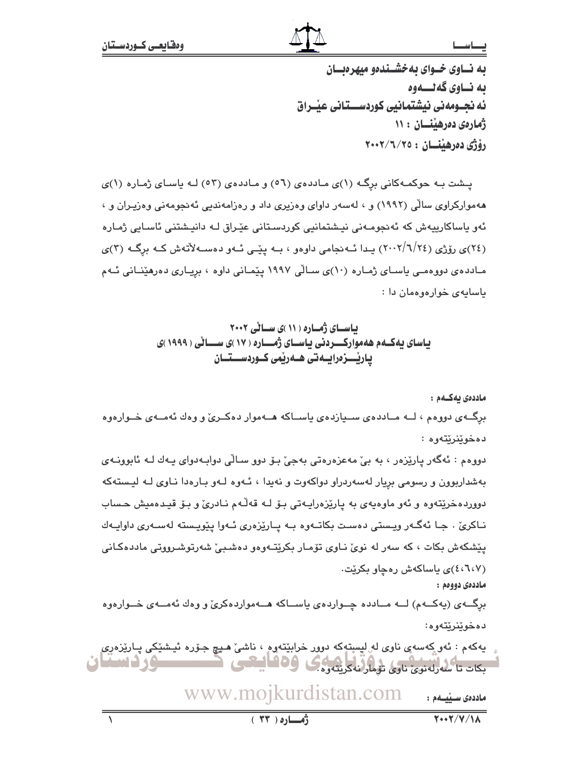به نـــاوی خـــوای بهخشـــندهو میهرهبـــان

به نـــاوی گهلـــهوه

ئه نجـومهنی نیشتمانیی کوردســـتانی عیـْراق

ژمارهی دهرهیـْنـــان : ١١

رۆژی دهرهیـْنـــان : ٢٠٠٢/٦/٢٥

پـشت بـه حوکمـهکانی برگـه (١)ی مـاددهی (٥٦) و مـاددهی (٥٣) لـه یاسـای ژمـاره (١)ی ههموارکراوی سالّی (١٩٩٢) و ، لهسهر داوای وهزیری داد و رهزامهندیی ئهنجومهنی وهزیـران و ، ئهو یاساکارییهش که ئهنجومـهنی نیـشتمانیی کوردسـتانی عیـْراق لـه دانیـشتنی ئاسـایی ژمـاره (٢٤)ی رۆژی (٢٠٠٢/٦/٢٤) یـدا ئـهنجامی داوهو ، بـه پیـْی ئـهو دهسـهلاّتهش کـه برگـه (٣)ی مـاددهی دووهمـی یاسـای ژمـاره (١٠)ی سـالّی ١٩٩٧ پیـْمـانی داوه ، بریـاری دهرهیـْنـانی ئـهم یاسایهی خوارهوهمان دا :

## یاسـای ژمـاره (١١)ی سـالّی ٢٠٠٢
## یاسای یهکـهم ههموارکـردنی یاسـای ژمـاره (١٧)ی سـالّی (١٩٩٩)ی پاریـْزهرایـهتی هـهریـْمی کـوردسـتـان

**ماددهی یهکـهم :**

برگـهی دووهم ، لـه مـاددهی سـیازدهی یاسـاکه هـهموار دهکـریْ و وهك ئهمـهی خـوارهوه دهخویـْنریـْتهوه :

دووهم : ئهگهر پاریـْزهر ، به بیْ مهعزهرهتی بهجیْ بۆ دوو سالّی دوابهدوای یهك له ئابوونـهی بهشداربوون و رسومی بریار لهسهردراو دواکهوت و نهیدا ، ئـهوه لـهو بـارهدا نـاوی لـه لیـستهکه دووردهخریـْتهوه و ئهو ماوهیهی به پاریـْزهرایـهتی بۆ لـه قهلّـهم نـادریْ و بۆ قیـدهمیش حـساب نـاکریْ . جـا ئهگـهر ویـستی دهسـت بکاتـهوه بـه پـاریـْزهری ئـهوا پیـْویـسته لهسـهری داوایـهك پیـْشکهش بکات ، که سهر له نویْ نـاوی تۆمـار بکریـْتـهوهو دهشـبیْ شهرتوشـرووتی ماددهکـانی (٤،٦،٧)ی یاساکهش رهچاو بکریـْت.

**ماددهی دووهم :**

برگـهی (یهکـهم) لـه مـادده چـواردهی یاسـاکه هـهمواردهکریْ و وهك ئهمـهی خـوارهوه دهخویـْنریـْتهوه:

یهکهم : ئهو کهسهی ناوی له لیستهکه دوور خرایـْتهوه ، ناشیْ هیچ جـۆره ئیـشیـْکی پـاریـْزهری بکات تا سهرلهنویْ ناوی تۆمار نهکریـْتهوه.

**ماددهی سـیـیـهم :**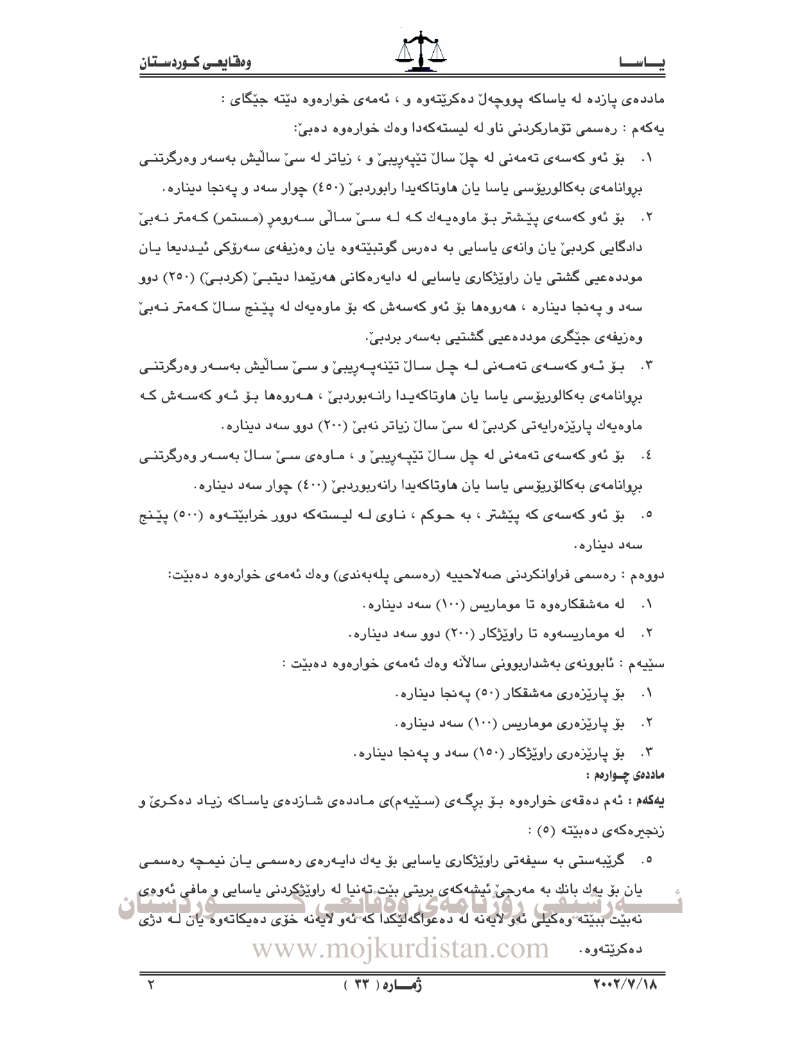مادده‌ی پازده له یاساكه پووچه‌ڵ ده‌كرێته‌وه و ، ئه‌مه‌ی خواره‌وه دێته جێگای :

یه‌كه‌م : ره‌سمی تۆماركردنی ناو له لیسته‌كه‌دا وه‌ك خواره‌وه ده‌بێ:

١. بۆ ئه‌و كه‌سه‌ی ته‌مه‌نی له چل ساڵ تێپه‌ڕیبێ و ، زیاتر له سێ ساڵیش به‌سه‌ر وه‌رگرتنی بڕوانامه‌ی به‌كالوریۆسی یاسا یان هاوتاكه‌یدا رابوردبێ (٤٥٠) چوار سه‌د و په‌نجا دیناره.

٢. بۆ ئه‌و كه‌سه‌ی پێشتر بۆ ماوه‌یه‌ك كه له سێ ساڵی سه‌روم (مستمر) كه‌متر نه‌بێ دادگایی كردبێ یان وانه‌ی یاسایی به ده‌رس گوتبێته‌وه یان وه‌زیفه‌ی سه‌رۆكی ئیدیعا یان مودده‌عیی گشتی یان راوێژكاری یاسایی له دایه‌ره‌كانی هه‌رێمدا دیتبێ (كردبێ) (٢٥٠) دوو سه‌د و په‌نجا دیناره ، هه‌روه‌ها بۆ ئه‌و كه‌سه‌ش كه بۆ ماوه‌یه‌ك له پێنج ساڵ كه‌متر نه‌بێ وه‌زیفه‌ی جێگری مودده‌عیی گشتیی به‌سه‌ر بردبێ.

٣. بۆ ئه‌و كه‌سه‌ی ته‌مه‌نی له چل ساڵ تێنه‌په‌ڕیبێ و سێ ساڵیش به‌سه‌ر وه‌رگرتنی بڕوانامه‌ی به‌كالوریۆسی یاسا یان هاوتاكه‌یدا رانه‌بوردبێ ، هه‌روه‌ها بۆ ئه‌و كه‌سه‌ش كه ماوه‌یه‌ك پارێزه‌رایه‌تی كردبێ له سێ ساڵ زیاتر نه‌بێ (٢٠٠) دوو سه‌د دیناره.

٤. بۆ ئه‌و كه‌سه‌ی ته‌مه‌نی له چل ساڵ تێپه‌ڕیبێ و ، ماوه‌ی سێ ساڵ به‌سه‌ر وه‌رگرتنی بڕوانامه‌ی به‌كالۆریۆسی یاسا یان هاوتاكه‌یدا رانه‌ربوردبێ (٤٠٠) چوار سه‌د دیناره.

٥. بۆ ئه‌و كه‌سه‌ی كه پێشتر ، به حوكم ، ناوی له لیسته‌كه دوور خرابێته‌وه (٥٠٠) پێنج سه‌د دیناره.

دووه‌م : ره‌سمی فراوانكردنی صه‌لاحییه (ره‌سمی پله‌به‌ندی) وه‌ك ئه‌مه‌ی خواره‌وه ده‌بێت:

١. له مه‌شقكاره‌وه تا موماریس (١٠٠) سه‌د دیناره.

٢. له موماریسه‌وه تا راوێژكار (٢٠٠) دوو سه‌د دیناره.

سێیه‌م : ئابوونه‌ی به‌شداربوونی ساڵانه وه‌ك ئه‌مه‌ی خواره‌وه ده‌بێت :

١. بۆ پارێزه‌ری مه‌شقكار (٥٠) په‌نجا دیناره.

٢. بۆ پارێزه‌ری موماریس (١٠٠) سه‌د دیناره.

٣. بۆ پارێزه‌ری راوێژكار (١٥٠) سه‌د و په‌نجا دیناره.

**مادده‌ی چواره‌م :**

**یه‌كه‌م :** ئه‌م ده‌قه‌ی خواره‌وه بۆ برگه‌ی (سێیه‌م)ی مادده‌ی شازده‌ی یاساكه زیاد ده‌كرێ و زنجیره‌كه‌ی ده‌بێته (٥) :

٥. گرێبه‌ستی به سیفه‌تی راوێژكاری یاسایی بۆ یه‌ك دایه‌ره‌ی ره‌سمی یان نیمچه ره‌سمی یان بۆ یه‌ك بانك به مه‌رجێ ئیشه‌كه‌ی بریتی بێت ته‌نیا له راوێژكردنی یاسایی و مافی ئه‌وه‌ی نه‌بێت ببێته وه‌كیلی ئه‌و لایه‌نه له ده‌عواگه‌لێكدا كه ئه‌و لایه‌نه خۆی ده‌یكاته‌وه یان له دژی ده‌كرێته‌وه.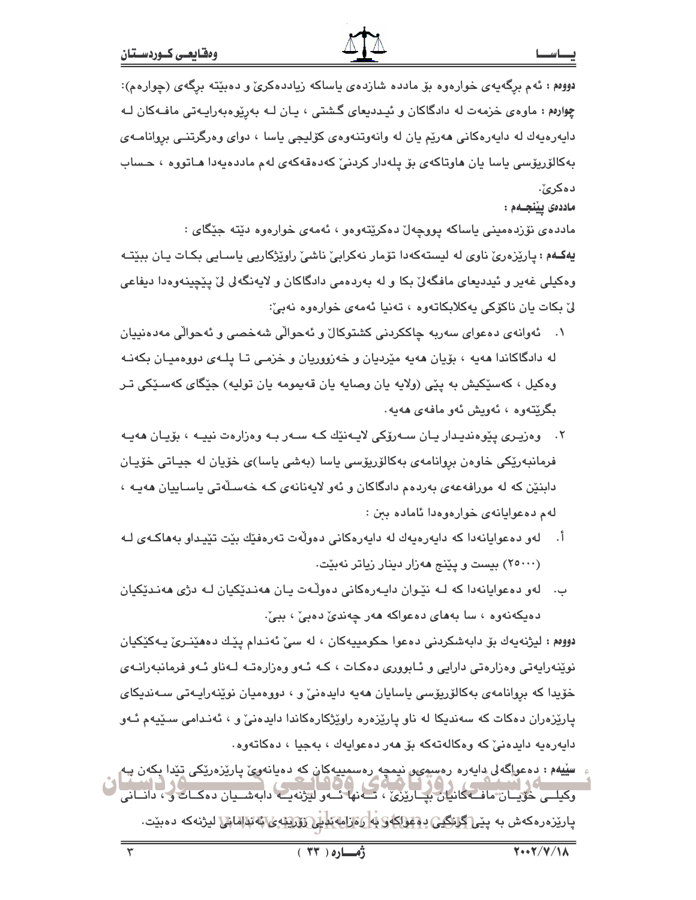**دووەم :** ئەم برگەیەی خوارەوە بۆ ماددە شازدەی یاساکە زیاددەکرێ و دەبێتە برگەی (چوارەم):

**چوارەم :** ماوەی خزمەت لە دادگاکان و ئیددیعای گشتی ، یان لـە بەرێوەبەرایـەتی مافـەکان لـە دایەرەیەك لە دایەرەکانی هەرێم یان لە وانەوتنەوەی کۆلیجی یاسا ، دوای وەرگرتنـی بروانامـەی بەکالۆریۆسی یاسا یان هاوتاکەی بۆ پلەدار کردنێ کەدەقەکەی لەم ماددەیەدا هـاتووە ، حـساب دەکرێ.

**ماددەی پێنجــەم :**

ماددەی نۆزدەمینی یاساکە پووچەڵ دەکرێتەوەو ، ئەمەی خوارەوە دێتە جێگای :

**یەکــەم :** پارێزەرێ ناوی لە لیستەکەدا تۆمار نەکرابێ ناشێ راوێژکاریی یاسـایی بکـات یـان ببێتـە وەکیلی غەیر و ئیددیعای مافگەلێ بکا و لە بەردەمی دادگاکان و لایەنگەلێ لێ پێچینەوەدا دیفاعی لێ بکات یان ناکۆکی یەکلابکاتەوە ، تەنیا ئەمەی خوارەوە نەبێ:

١. ئەوانەی دەعوای سەربە چاککردنی کشتوکاڵ و ئەحواڵی شەخصی و ئەحواڵی مەدەنییان لە دادگاکاندا هەیە ، بۆیان هەیە مێردیان و خەزووریان و خزمـی تـا پلـەی دووەمیـان بکەنـە وەکیل ، کەسێکیش بە پێی (ولایە یان وصایە یان قەیمومە یان تولیە) جێگای کەسـێکی تـر بگرێتەوە ، ئەویش ئەو مافەی هەیە.

٢. وەزیـری پێوەندیـدار یـان سـەرۆکی لایـەنێك کـە سـەر بـە وەزارەت نییـە ، بۆیـان هەیـە فرمانبەرێکی خاوەن بروانامەی بەکالۆریۆسی یاسا (بەشی یاسا)ی خۆیان لە جیـاتی خۆیـان دابنێن کە لە مورافەعەی بەردەم دادگاکان و ئەو لایەنانەی کـە خەسـڵەتی یاسـاییان هەیـە ، لەم دەعوایانەی خوارەوەدا ئامادە بن :

أ. لەو دەعوایانەدا کە دایەرەیەك لە دایەرەکانی دەوڵەت تەرەفێك بێت تێیـداو بەهاکـەی لـە (٢٥٠٠٠) بیست و پێنج هەزار دینار زیاتر نەبێت.

ب. لەو دەعوایانەدا کە لـە نێـوان دایـەرەکانی دەوڵـەت یـان هەنـدێکیان لـە دژی هەنـدێکیان دەیکەنەوە ، سا بەهای دەعواکە هەر چەندێ دەبێ ، ببێ.

**دووەم :** لیژنەیەك بۆ دابەشکردنی دەعوا حکومییەکان ، لە سێ ئەنـدام پێـك دەهێنـرێ یـەکێکیان نوێنەرایەتی وەزارەتی دارایی و ئـابووری دەکـات ، کـە ئـەو وەزارەتـە لـەناو ئـەو فرمانبەرانـەی خۆیدا کە بروانامەی بەکالۆریۆسی یاسایان هەیە دایدەنێ و ، دووەمیان نوێنەرایـەتی سـەندیکای پارێزەران دەکات کە سەندیکا لە ناو پارێزەرە راوێژکارەکاندا دایدەنێ و ، ئەنـدامی سـێیەم ئـەو دایەرەیە دایدەنێ کە وەکالەتەکە بۆ هەر دەعوایەك ، بەجیا ، دەکاتەوە.

**سێیەم :** دەعواگەلی دایەرە رەسمی و نیمچە رەسمییەکان کە دەیانەوێ پارێزەرێکی تێدا بکەن بـە وەکیلـی خۆیـان مافـەکانیان بپـارێزێ ، تـەنها ئـەو لیژنەیـە دابەشـیان دەکـات و ، دانـانی پارێزەرەکەش بە پێی گرنگیی دەعواکەو بە رەزامەندیی زۆرینەی ئەندامانی لیژنەکە دەبێت.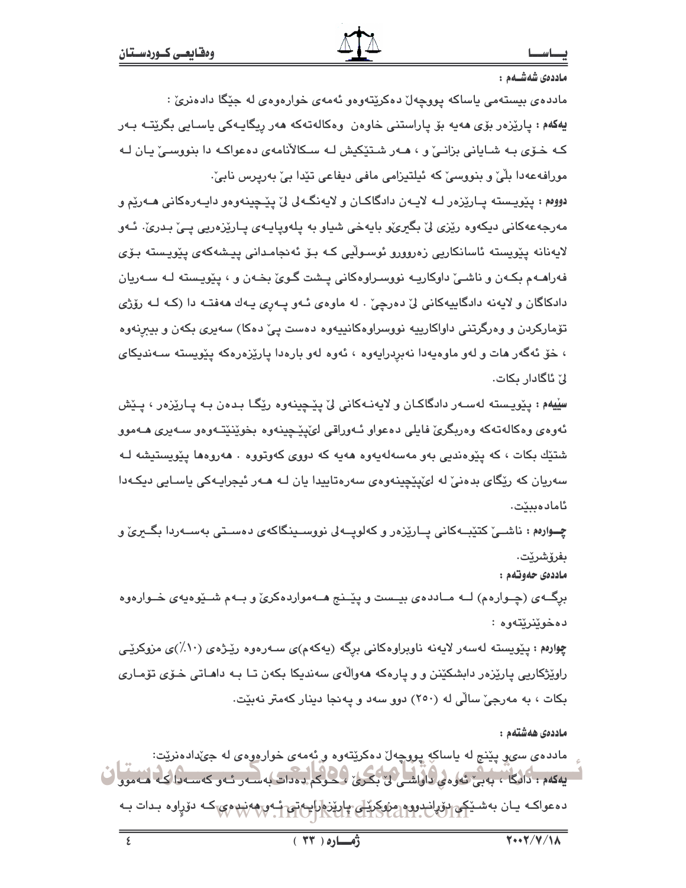**ماددەی شەشەم :**

ماددەی بیستەمی یاساکە پووچەڵ دەکرێتەوەو ئەمەی خوارەوەی لە جێگا دادەنرێ :

**یەکەم :** پارێزەر بۆی هەیە بۆ پاراستنی خاوەن وەکالەتەکە هەر ڕێگایەکی یاسایی بگرێتە بەر کە خۆی بە شایانی بزانێ و ، هەر شتێکیش لە سکاڵانامەی دەعواکە دا بنووسێ یان لە مورافەعەدا بڵێ و بنووسێ کە ئیلتیزامی مافی دیفاعی تێدا بێ بەرپرس نابێ.

**دووەم :** پێویستە پارێزەر لە لایەن دادگاکان و لایەنگەلی لێ پێچینەوەو دایەرەکانی هەرێم و مەرجەعەکانی دیکەوە ڕێزی لێ بگیرێو بایەخی شیاو بە پلەوپایەی پارێزەریی پێ بدرێ. ئەو لایەنانە پێویستە ئاسانکاریی زەروورو ئوسوڵیی کە بۆ ئەنجامدانی پیشەکەی پێویستە بۆی فەراهەم بکەن و ناشێ داوکاریە نووسراوەکانی پشت گوێ بخەن و ، پێویستە لە سەریان دادکاگان و لایەنە دادگاییەکانی لێ دەرچێ . لە ماوەی ئەو پەڕی یەك هەفتە دا (کە لە ڕۆژی تۆمارکردن و وەرگرتنی داواکارییە نووسراوەکانییەوە دەست پێ دەکا) سەیری بکەن و بیبڕنەوە ، خۆ ئەگەر هات و لەو ماوەیەدا نەبڕدرایەوە ، ئەوە لەو بارەدا پارێزەرەکە پێویستە سەندیکای لێ ئاگادار بکات.

**سێیەم :** پێویستە لەسەر دادگاکان و لایەنەکانی لێ پێچینەوە ڕێگا بدەن بە پارێزەر ، پێش ئەوەی وەکالەتەکە وەربگرێ فایلی دەعواو ئەوراقی لێپێچینەوە بخوێنێتەوەو سەیری هەموو شتێك بکات ، کە پێوەندیی بەو مەسەلەیەوە هەیە کە دووی کەوتووە . هەروەها پێویستیشە لە سەریان کە ڕێگای بدەنێ لە لێپێچینەوەی سەرەتاییدا یان لە هەر ئیجرایەکی یاسایی دیکەدا ئامادەبیێت.

**چوارەم :** ناشێ کتێبەکانی پارێزەر و کەلوپەلی نووسینگاکەی دەستی بەسەردا بگیرێ و بفرۆشرێت.

**ماددەی حەوتەم :**

برگەی (چوارەم) لە ماددەی بیست و پێنج هەمواردەکرێ و بەم شێوەیەی خوارەوە دەخوێنرێتەوە :

**چوارەم :** پێویستە لەسەر لایەنە ناوبراوەکانی برگە (یەکەم)ی سەرەوە ڕێژەی (١٠٪)ی مزوکرێی راوێژکاریی پارێزەر دابشکێنن و و پارەکە هەواڵەی سەندیکا بکەن تا بە داهاتی خۆی تۆماری بکات ، بە مەرجێ ساڵی لە (٢٥٠) دوو سەد و پەنجا دینار کەمتر نەبێت.

**ماددەی هەشتەم :**

ماددەی سیو پێنج لە یاساکە پووچەڵ دەکرێتەوە و ئەمەی خوارەوەی لە جێدادەنرێت:

**یەکەم :** دادگا ، بەبێ ئەوەی داواشی لێ بکرێ ، حوکم دەدات بەسەر ئەو کەسەدا کە هەموو دەعواکە یان بەشێکی دۆڕاندووە مزوکرێی پارێزەرایەتی ئەو هەندەی کە دۆڕاوە بدات بە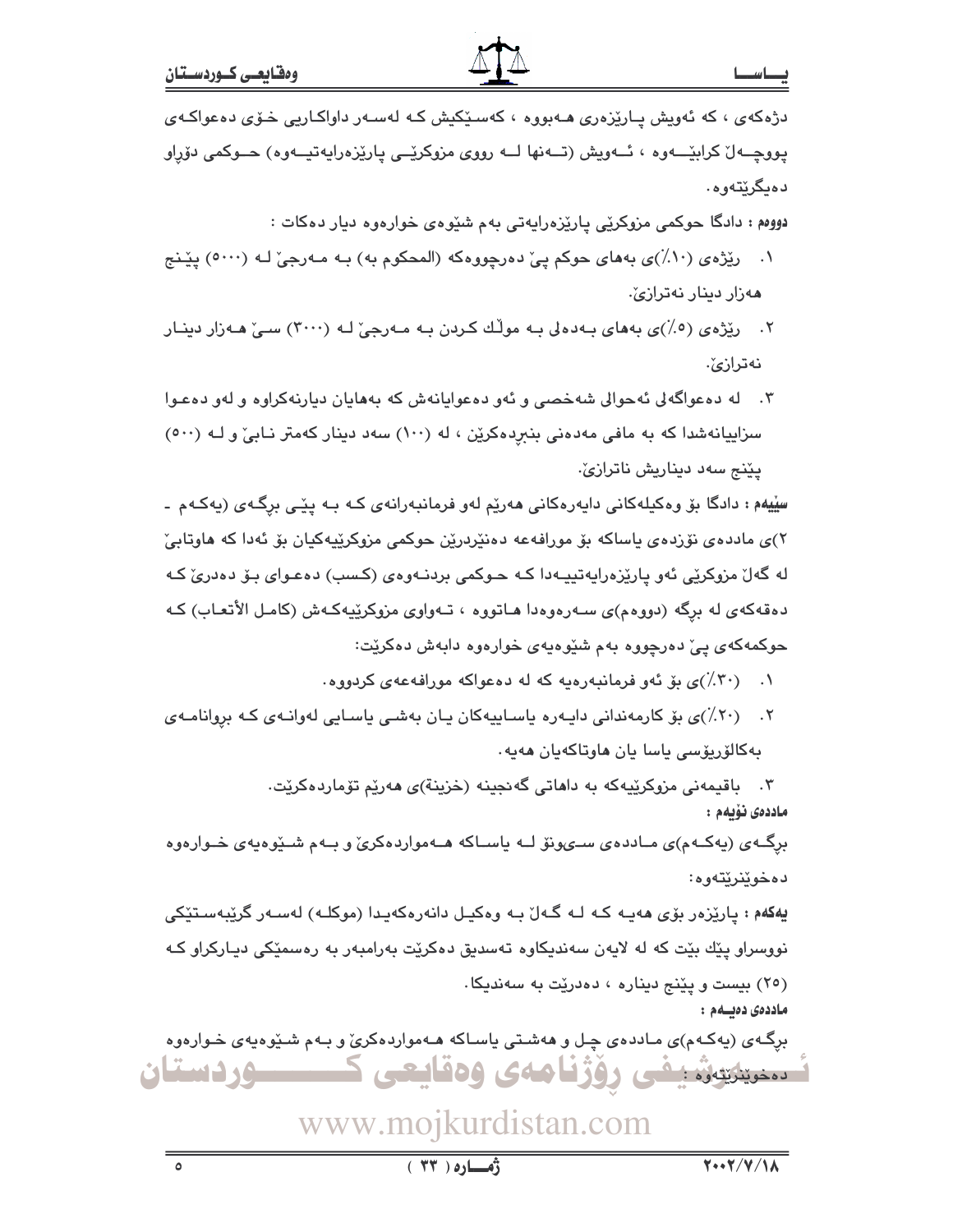دژەکەی ، کە ئەویش پارێزەری هەبووە ، کەسێکیش کە لەسەر داواکاریی خۆی دەعواکەی پووچەڵ کرابێتەوە ، ئەویش (تەنها لە رووی مزوکرێی پارێزەرایەتیەوە) حوکمی دۆڕاو دەیگرێتەوە.

**دووەم :** دادگا حوکمی مزوکرێی پارێزەرایەتی بەم شێوەی خوارەوە دیار دەکات :

١. رێژەی (١٠٪)ی بەهای حوکم پێ دەرچووەکە (المحکوم به) بە مەرجێ لە (٥٠٠٠) پێنج هەزار دینار نەترازێ.

٢. رێژەی (٥٪)ی بەهای بەدەلی بە موڵك کردن بە مەرجێ لە (٣٠٠٠) سێ هەزار دینار نەترازێ.

٣. لە دەعواگەلی ئەحوالی شەخصی و ئەو دەعوایانەش کە بەهایان دیارنەکراوە و لەو دەعوا سزاییانەشدا کە بە مافی مەدەنی بنبڕدەکرێن ، لە (١٠٠) سەد دینار کەمتر نابێ و لە (٥٠٠) پێنج سەد دیناریش ناترازێ.

**سێیەم :** دادگا بۆ وەکیلەکانی دایەرەکانی هەرێم لەو فرمانبەرانەی کە بە پێی برگەی (یەکەم ـ ٢)ی ماددەی نۆزدەی یاساکە بۆ مورافەعە دەنێردرێن حوکمی مزوکرێیەکیان بۆ ئەدا کە هاوتابێ لە گەڵ مزوکرێی ئەو پارێزەرایەتییەدا کە حوکمی بردنەوەی (کسب) دەعوای بۆ دەدرێ کە دەقەکەی لە برگە (دووەم)ی سەرەوەدا هاتووە ، تەواوی مزوکرێیەکەش (کامل الأتعاب) کە حوکمەکەی پێ دەرچووە بەم شێوەیەی خوارەوە دابەش دەکرێت:

١. (٣٠٪)ی بۆ ئەو فرمانبەرەیە کە لە دەعواکە مورافەعەی کردووە.

٢. (٢٠٪)ی بۆ کارمەندانی دایەرە یاساییەکان یان بەشی یاسایی لەوانەی کە بڕوانامەی بەکالۆریۆسی یاسا یان هاوتاکەیان هەیە.

٣. باقیمەنی مزوکرێیەکە بە داهاتی گەنجینە (خزینة)ی هەرێم تۆماردەکرێت.

**ماددەی نۆیەم :**

برگەی (یەکەم)ی ماددەی سیونۆ لە یاساکە هەمواردەکرێ و بەم شێوەیەی خوارەوە دەخوێنرێتەوە:

**یەکەم :** پارێزەر بۆی هەیە کە لە گەڵ بە وەکیل دانەرەکەیدا (موکلە) لەسەر گرێبەستێکی نووسراو پێك بێت کە لە لایەن سەندیکاوە تەسدیق دەکرێت بەرامبەر بە رەسمێکی دیارکراو کە (٢٥) بیست و پێنج دینارە ، دەدرێت بە سەندیکا.

**ماددەی دەیەم :**

برگەی (یەکەم)ی ماددەی چل و هەشتی یاساکە هەمواردەکرێ و بەم شێوەیەی خوارەوە دەخوێنرێتەوە :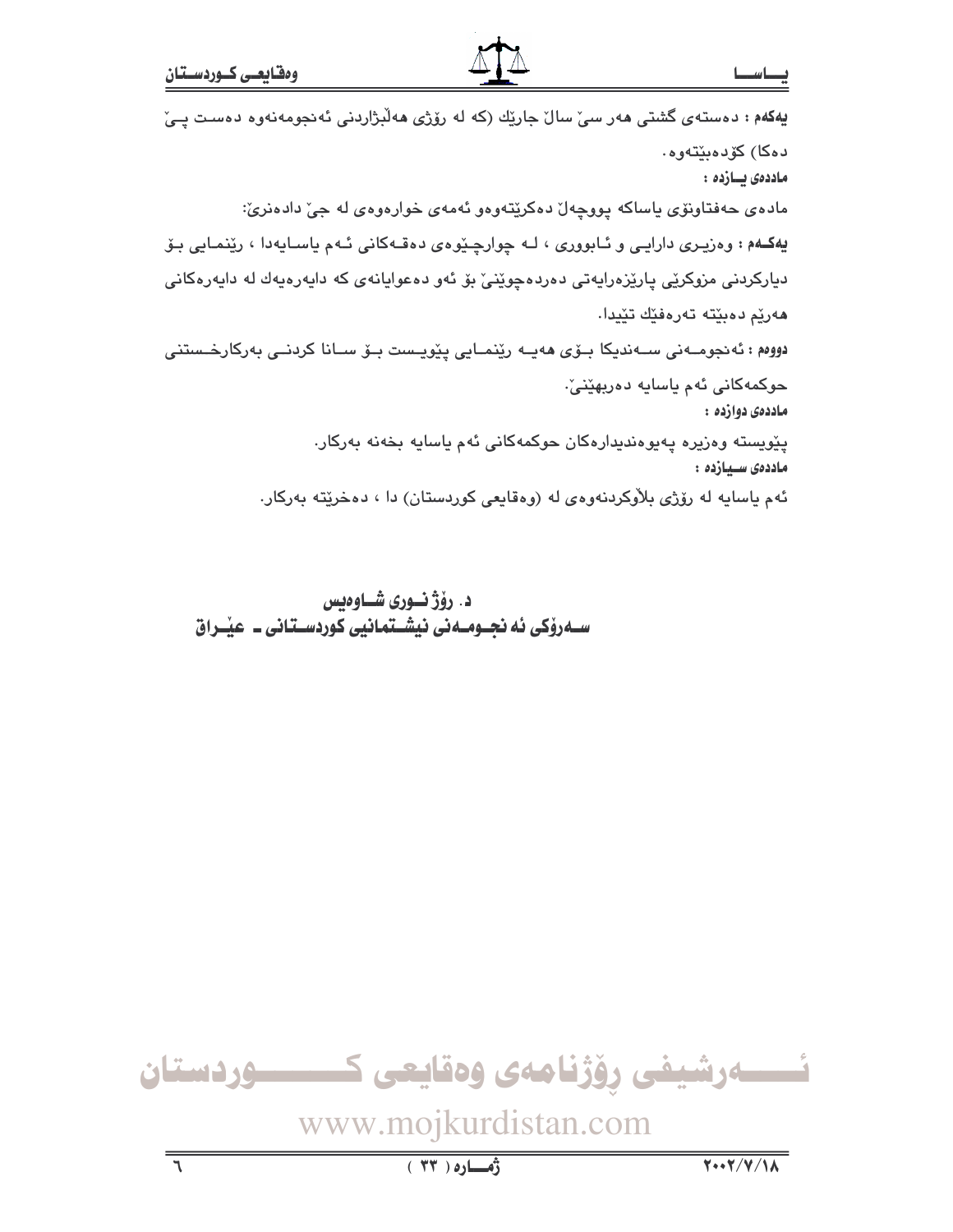**یەکەم :** دەستەی گشتی هەر سێ ساڵ جارێك (کە لە رۆژی هەڵبژاردنی ئەنجومەنەوە دەست پێ دەکا) کۆدەبێتەوە.

**ماددەی یـازدە :**

مادەی حەفتاونۆی یاساکە پووچەڵ دەکرێتەوەو ئەمەی خوارەوەی لە جێ دادەنرێ:

**یەکـەم :** وەزیـری دارایـی و ئـابووری ، لـە چوارچـێوەی دەقـەکانی ئـەم یاسـایەدا ، رێنمـایی بـۆ دیارکردنی مزوکرێی پارێزەرایەتی دەردەچوێنێ بۆ ئەو دەعوایانەی کە دایەرەیەك لە دایەرەکانی هەرێم دەبێتە تەرەفێك تێیدا.

**دووەم :** ئەنجومـەنی سـەندیکا بـۆی هەیـە رێنمـایی پێویـست بـۆ سـانا کردنـی بەرکارخـستنی حوکمەکانی ئەم یاسایە دەربهێنێ.

**ماددەی دوازدە :**

پێویستە وەزیرە پەیوەندیدارەکان حوکمەکانی ئەم یاسایە بخەنە بەرکار.

**ماددەی سـیازدە :**

ئەم یاسایە لە رۆژی بلاْوکردنەوەی لە (وەقایعی کوردستان) دا ، دەخرێتە بەرکار.

**د. رۆژ نـوری شـاوەیس**
**سـەرۆکی ئە نجـومـەنی نیشـتمانیی کوردسـتانی ـ عێـراق**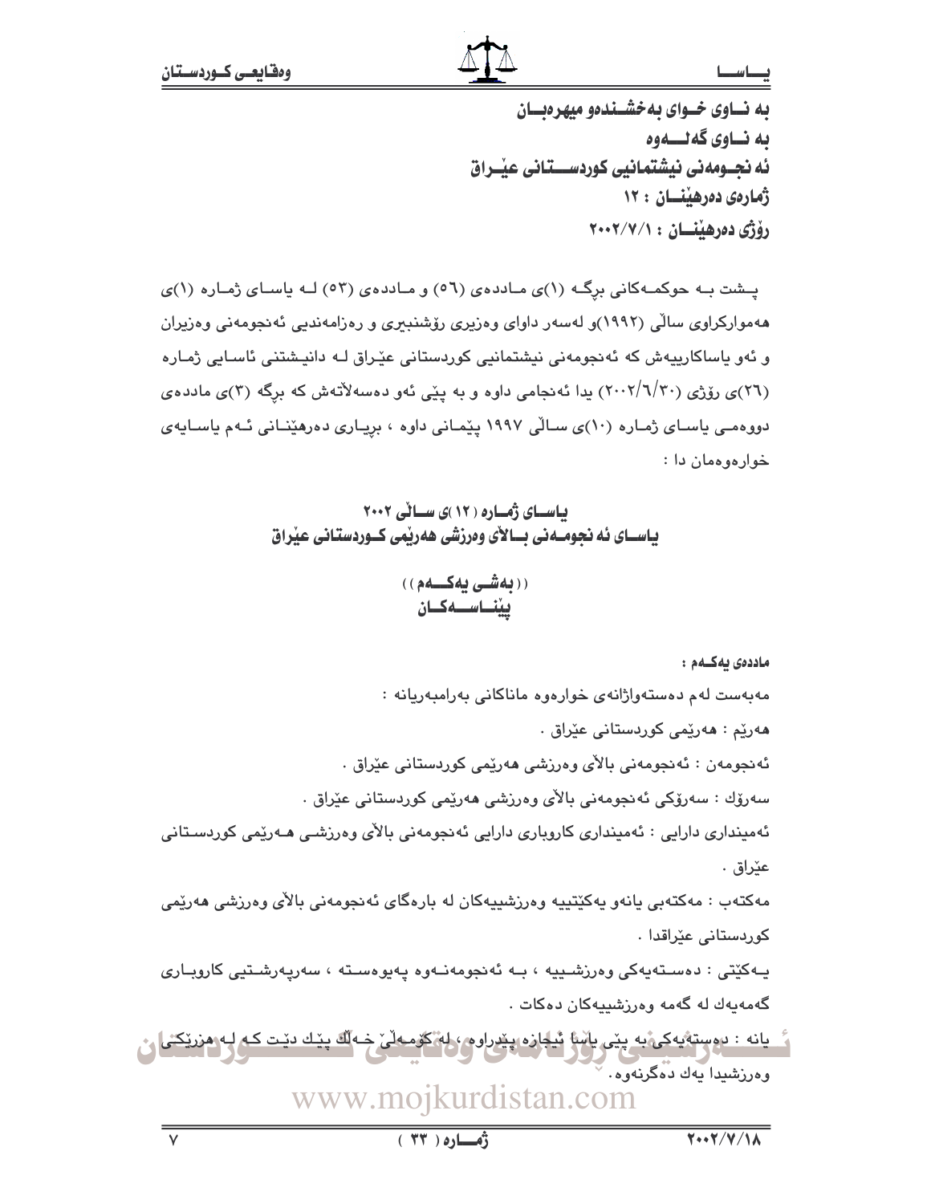به نـاوى خـواى بەخشـندەو میهرەبـان

به نـاوى گەلــــەوە

ئە نجـومەنى نیشتمانیی کوردســــتانى عیـراق

ژمارەی دەرهێنـــان : ۱۲

رۆژی دەرهێنـــان : ۲۰۰۲/۷/۱

پـشت بـە حوکمـەکانی برگـە (۱)ی مـاددەی (٥٦) و مـاددەی (٥٣) لـە یاسـای ژمـارە (۱)ی هەموارکراوی ساڵی (۱۹۹۲)و لەسەر داوای وەزیری رۆشنبیری و رەزامەندیی ئەنجومەنی وەزیران و ئەو یاساکارییەش کە ئەنجومەنی نیشتمانیی کوردستانی عێراق لـە دانیـشتنی ئاسـایی ژمـارە (۲٦)ی رۆژی (۲۰۰۲/٦/۳۰) یدا ئەنجامی داوە و بە پێی ئەو دەسەلاتەش کە برگە (۳)ی ماددەی دووەمـی یاسـای ژمـارە (۱۰)ی سـاڵی ۱۹۹۷ پێمـانی داوە ، بریـاری دەرهێنـانی ئـەم یاسـایەی خوارەوەمان دا :

## یاسـای ژمـارە (۱۲)ی سـاڵی ۲۰۰۲
## یاسـای ئە نجومـەنی بـالاَی وەرزشی هەرێمی کـوردستانی عێراق

### ((بەشـی یەکـــەم))
### پێناســـەکـان

**ماددەی یەکـەم :**

مەبەست لەم دەستەواژانەی خوارەوە ماناکانی بەرامبەریانە :

هەرێم : هەرێمی کوردستانی عێراق .

ئەنجومەن : ئەنجومەنی بالاَی وەرزشی هەرێمی کوردستانی عێراق .

سەرۆك : سەرۆکی ئەنجومەنی بالاَی وەرزشی هەرێمی کوردستانی عێراق .

ئەمینداری دارایی : ئەمینداری کاروباری دارایی ئەنجومەنی بالاَی وەرزشی هـەرێمی کوردسـتانی عێراق .

مەکتەب : مەکتەبی یانەو یەکێتییە وەرزشییەکان لە بارەگای ئەنجومەنی بالاَی وەرزشی هەرێمی کوردستانی عێراقدا .

یـەکێتی : دەسـتەیەکی وەرزشـییە ، بـە ئەنجومەنـەوە پەیوەسـتە ، سەرپەرشـتیی کاروبـاری گەمەیەك لە گەمە وەرزشییەکان دەکات .

یانە : دەستەیەکی بە پێی یاسا ئیجازە پێدراوە ، لە کۆمەڵێ خـەڵك پێك دێت کـە لـە هزرێکـی وەرزشیدا یەك دەگرنەوە .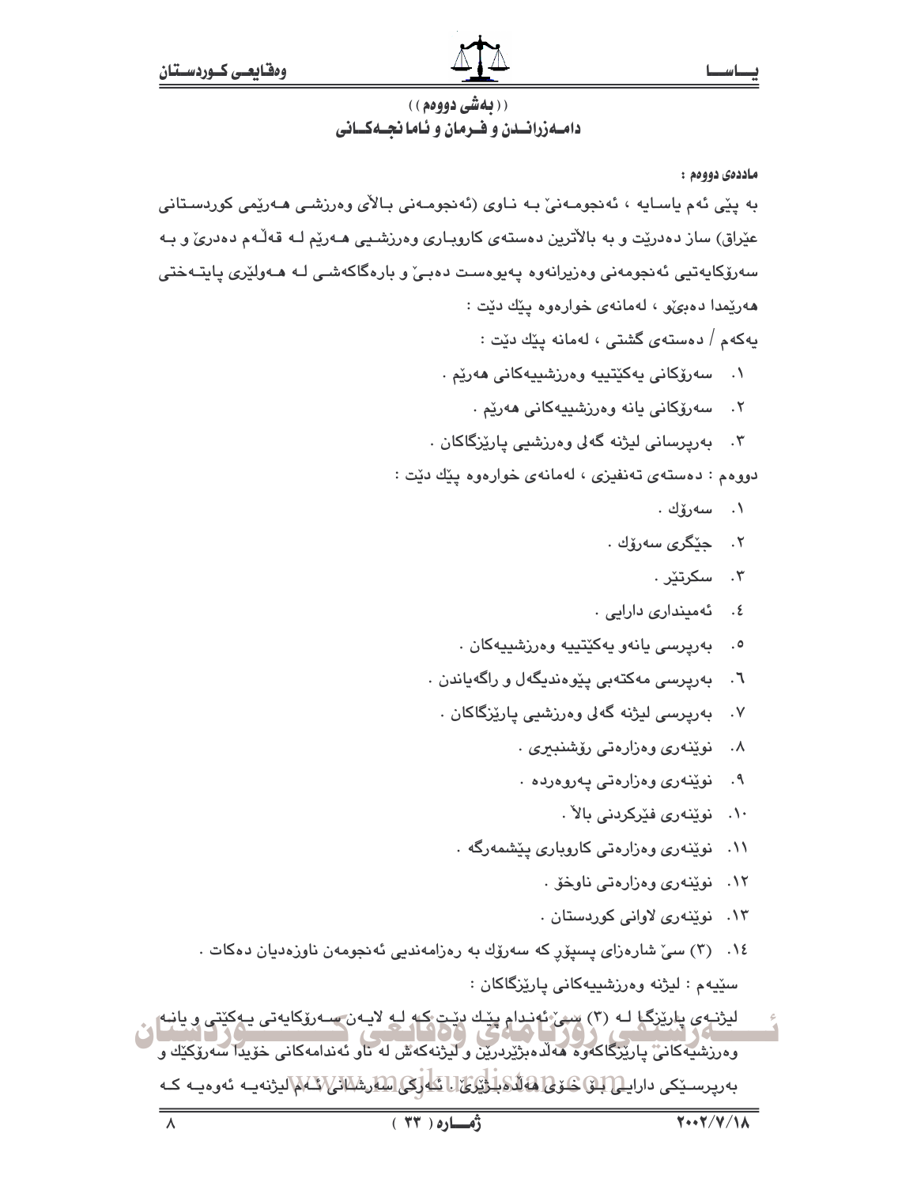## ((بەشی دووەم))
## دامەزراندن و فرمان و ئامانجەکانی

**ماددەی دووەم :**

بە پێی ئەم یاسایە ، ئەنجومەنێ بە ناوی (ئەنجومەنی بالأی وەرزشی هەرێمی کوردستانی عێراق) ساز دەدرێت و بە بالأترین دەستەی کاروباری وەرزشیی هەرێم لە قەڵەم دەدرێ و بە سەرۆکایەتیی ئەنجومەنی وەزیرانەوە پەیوەست دەبێ و بارەگاکەشی لە هەولێری پایتەختی هەرێمدا دەبێو ، لەمانەی خوارەوە پێك دێت :

یەکەم / دەستەی گشتی ، لەمانە پێك دێت :

١. سەرۆکانی یەکێتییە وەرزشییەکانی هەرێم .
٢. سەرۆکانی یانە وەرزشییەکانی هەرێم .
٣. بەرپرسانی لیژنە گەلی وەرزشیی پارێزگاکان .

دووەم : دەستەی تەنفیزی ، لەمانەی خوارەوە پێك دێت :

١. سەرۆك .
٢. جێگری سەرۆك .
٣. سکرتێر .
٤. ئەمینداری دارایی .
٥. بەرپرسی یانەو یەکێتییە وەرزشییەکان .
٦. بەرپرسی مەکتەبی پێوەندیگەل و راگەیاندن .
٧. بەرپرسی لیژنە گەلی وەرزشیی پارێزگاکان .
٨. نوێنەری وەزارەتی رۆشنبیری .
٩. نوێنەری وەزارەتی پەروەردە .
١٠. نوێنەری فێرکردنی بالآ .
١١. نوێنەری وەزارەتی کاروباری پێشمەرگە .
١٢. نوێنەری وەزارەتی ناوخۆ .
١٣. نوێنەری لاوانی کوردستان .
١٤. (٣) سێ شارەزای پسپۆر کە سەرۆك بە رەزامەندیی ئەنجومەن ناوزەدیان دەکات .

سێیەم : لیژنە وەرزشییەکانی پارێزگاکان :

لیژنەی پارێزگا لە (٣) سێ ئەندام پێك دێت کە لە لایەن سەرۆکایەتی یەکێتی و یانە وەرزشیەکانی پارێزگاکەوە هەڵدەبژێردرێن و لیژنەکەش لە ناو ئەندامەکانی خۆیدا سەرۆکێك و بەرپرسێکی دارایی بۆ خۆی هەڵدەبژێرێ . ئەرکی سەرشانی ئەم لیژنەیە ئەوەیە کە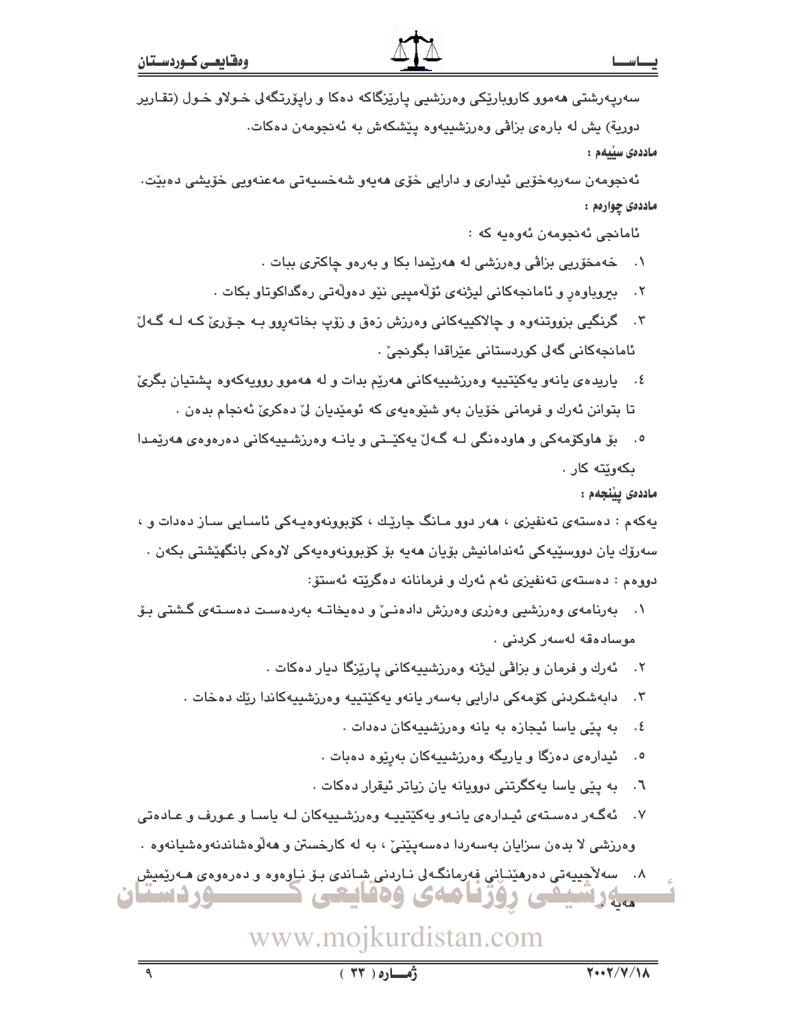سەرپەرشتی هەموو کاروبارێکی وەرزشیی پارێزگاکە دەکا و ڕاپۆرتگەلی خولاو خول (تقارير دورية) یش لە بارەی بزاڤی وەرزشییەوە پێشکەش بە ئەنجومەن دەکات.

**ماددەی سێیەم :**

ئەنجومەن سەربەخۆیی ئیداری و دارایی خۆی هەیەو شەخسیەتی مەعنەویی خۆیشی دەبێت.

**ماددەی چوارەم :**

ئامانجی ئەنجومەن ئەوەیە کە :

١. خەمخۆریی بزاڤی وەرزشی لە هەرێمدا بکا و بەرەو چاکتری ببات .
٢. بیروباوەڕ و ئامانجەکانی لیژنەی ئۆڵەمپیی نێو دەوڵەتی ڕەگداکوتاو بکات .
٣. گرنگیی بزووتنەوە و چالاکییەکانی وەرزش زەق و زۆپ بخاتەڕوو بە جۆرێ کە لە گەڵ ئامانجەکانی گەلی کوردستانی عێراقدا بگونجێ .
٤. یاریدەی یانەو یەکێتییە وەرزشییەکانی هەرێم بدات و لە هەموو ڕوویەکەوە پشتیان بگرێ تا بتوانن ئەرك و فرمانی خۆیان بەو شێوەیەی کە ئومێدیان لێ دەکرێ ئەنجام بدەن .
٥. بۆ هاوکۆمەکی و هاودەنگی لە گەڵ یەکێتی و یانە وەرزشییەکانی دەرەوەی هەرێمدا بکەوێتە کار .

**ماددەی پێنجەم :**

یەکەم : دەستەی تەنفیزی ، هەر دوو مانگ جارێك ، کۆبوونەوەیەکی ئاسایی ساز دەدات و ، سەرۆك یان دووسێیەکی ئەندامانیش بۆیان هەیە بۆ کۆبوونەوەیەکی لاوەکی بانگهێشتی بکەن .

دووەم : دەستەی تەنفیزی ئەم ئەرك و فرمانانە دەگرێتە ئەستۆ:

١. بەرنامەی وەرزشیی وەزری وەرزش دادەنێ و دەیخاتە بەردەست دەستەی گشتی بۆ موسادەقە لەسەر کردنی .
٢. ئەرك و فرمان و بزاڤی لیژنە وەرزشییەکانی پارێزگا دیار دەکات .
٣. دابەشکردنی کۆمەکی دارایی بەسەر یانەو یەکێتییە وەرزشییەکاندا ڕێك دەخات .
٤. بە پێی یاسا ئیجازە بە یانە وەرزشییەکان دەدات .
٥. ئیدارەی دەزگا و یاریگە وەرزشییەکان بەڕێوە دەبات .
٦. بە پێی یاسا یەکگرتنی دوویانە یان زیاتر ئیقرار دەکات .
٧. ئەگەر دەستەی ئیدارەی یانەو یەکێتییە وەرزشییەکان لە یاسا و عورف و عادەتی وەرزشی لا بدەن سزایان بەسەردا دەسەپێنێ ، بە لە کارخستن و هەڵوەشاندنەوەشیانەوە .
٨. سەلاحییەتی دەرهێنانی فەرمانگەلی ناردنی شاندی بۆ ناوەوە و دەرەوەی هەرێمیش هەیە .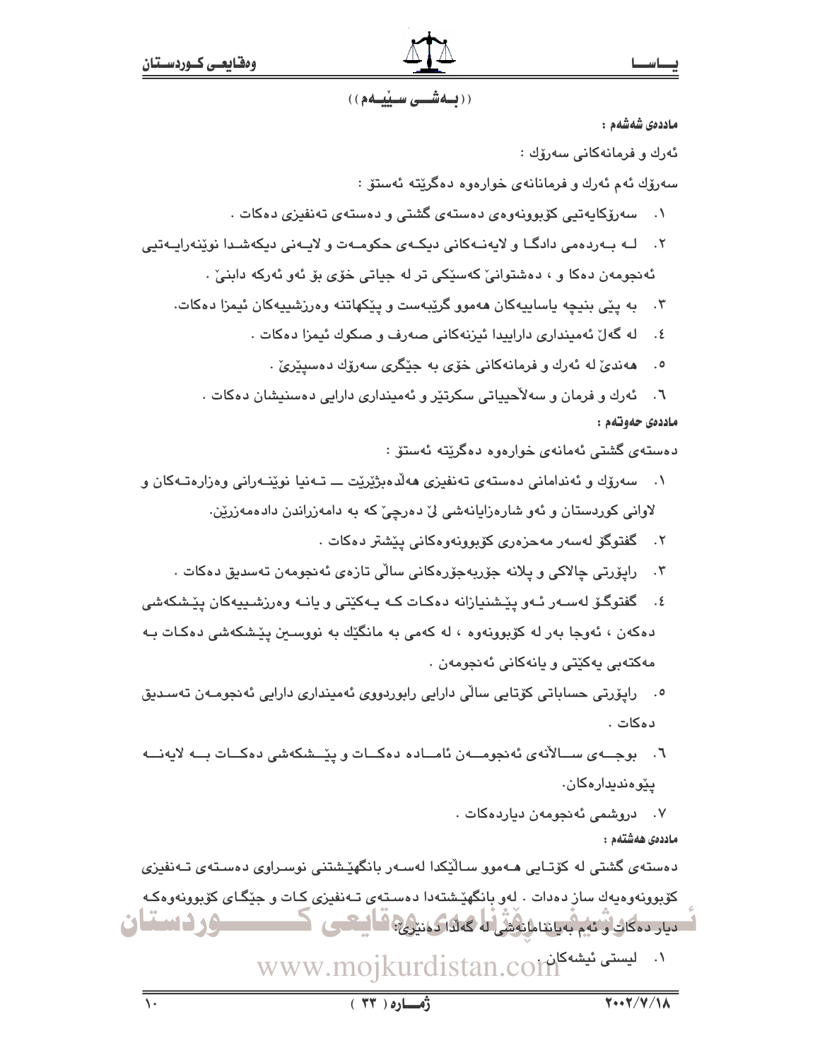((بەشی سێیەم))

**ماددەی شەشەم :**

ئەرك و فرمانەكانی سەرۆك :

سەرۆك ئەم ئەرك و فرمانانەی خوارەوە دەگرێتە ئەستۆ :

١. سەرۆكایەتیی كۆبوونەوەی دەستەی گشتی و دەستەی تەنفیزی دەكات .
٢. لـە بـەردەمی دادگـا و لایەنـەكانی دیكـەی حكومـەت و لایـەنی دیكەشـدا نوێنەرایـەتیی ئەنجومەن دەكا و ، دەشتوانێ كەسێكی تر لە جیاتی خۆی بۆ ئەو ئەركە دابنێ .
٣. بە پێی بنیچە یاساییەكان هەموو گرێبەست و پێكهاتنە وەرزشییەكان ئیمزا دەكات.
٤. لە گەڵ ئەمینداری داراییدا ئیزنەكانی صەرف و صكوك ئیمزا دەكات .
٥. هەندێ لە ئەرك و فرمانەكانی خۆی بە جێگری سەرۆك دەسپێرێ .
٦. ئەرك و فرمان و سەلاَحییاتی سكرتێر و ئەمینداری دارایی دەسنیشان دەكات .

**ماددەی حەوتەم :**

دەستەی گشتی ئەمانەی خوارەوە دەگرێتە ئەستۆ :

١. سەرۆك و ئەندامانی دەستەی تەنفیزی هەڵدەبژێرێت ــ تـەنیا نوێنـەرانی وەزارەتـەكان و لاوانی كوردستان و ئەو شارەزایانەشی لێ دەرچێ كە بە دامەزراندن دادەمەزرێن.
٢. گفتوگۆ لەسەر مەحزەری كۆبوونەوەكانی پێشتر دەكات .
٣. راپۆرتی چالاكی و پلانە جۆربەجۆرەكانی ساڵی تازەی ئەنجومەن تەسدیق دەكات .
٤. گفتوگـۆ لەسـەر ئـەو پێشنیازانە دەكـات كـە یـەكێتی و یانـە وەرزشـییەكان پێـشكەشی دەكەن ، ئەوجا بەر لە كۆبوونەوە ، لە كەمی بە مانگێك بە نووسـین پێـشكەشی دەكـات بـە مەكتەبی یەكێتی و یانەكانی ئەنجومەن .
٥. راپۆرتی حساباتی كۆتایی ساڵی دارایی رابوردووی ئەمینداری دارایی ئەنجومـەن تەسـدیق دەكات .
٦. بوجـەی سـاڵانەی ئەنجومـەن ئامـادە دەكـات و پێـشكەشی دەكـات بـە لایەنـە پێوەندیدارەكان.
٧. دروشمی ئەنجومەن دیاردەكات .

**ماددەی هەشتەم :**

دەستەی گشتی لە كۆتـایی هـەموو سـاڵێكدا لەسـەر بانگهێشتنی نوسـراوی دەسـتەی تـەنفیزی كۆبوونەوەیەك ساز دەدات . لەو بانگهێشتەدا دەسـتەی تـەنفیزی كـات و جێگـای كۆبوونەوەكـە دیار دەكات و ئەم بەیاننامانەشی لە گەڵدا دەنێرێ:

١. لیستی ئیشەكان .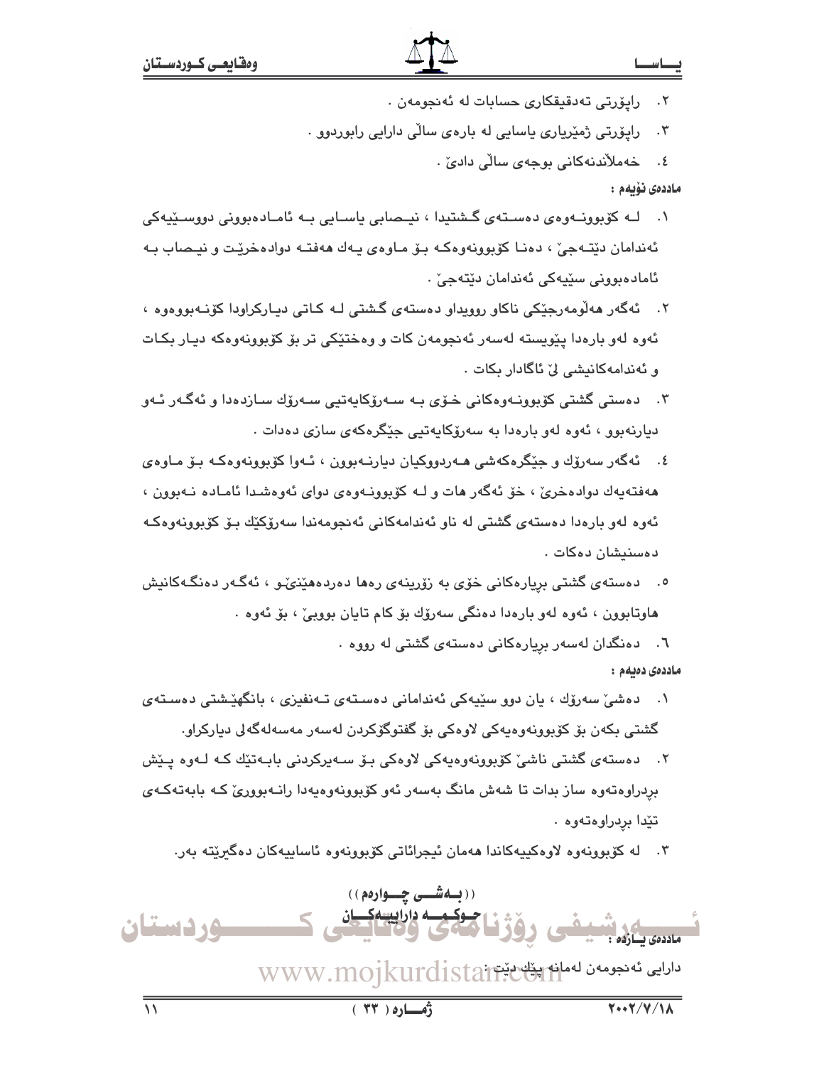٢. راپۆرتی تەدقیقكاری حسابات لە ئەنجومەن .

٣. راپۆرتی ژمێریاری یاسایی لە بارەی ساڵی دارایی رابوردوو .

٤. خەمڵاندنەكانی بوجەی ساڵی دادێ .

**ماددەی نۆیەم :**

١. لە كۆبوونەوەی دەستەی گشتیدا ، نیصابی یاسایی بە ئامادەبوونی دووسێیەكی ئەندامان دێتەجێ ، دەنا كۆبوونەوەكە بۆ ماوەی یەك هەفتە دوادەخرێت و نیصاب بە ئامادەبوونی سێیەكی ئەندامان دێتەجێ .

٢. ئەگەر هەڵومەرجێكی ناكاو روویداو دەستەی گشتی لە كاتی دیاركراودا كۆنەبووەوە ، ئەوە لەو بارەدا پێویستە لەسەر ئەنجومەن كات و وەختێكی تر بۆ كۆبوونەوەكە دیار بكات و ئەندامەكانیشی لێ ئاگادار بكات .

٣. دەستی گشتی كۆبوونەوەكانی خۆی بە سەرۆكایەتیی سەرۆك سازدەدا و ئەگەر ئەو دیارنەبوو ، ئەوە لەو بارەدا بە سەرۆكایەتیی جێگرەكەی سازی دەدات .

٤. ئەگەر سەرۆك و جێگرەكەشی هەردووكیان دیارنەبوون ، ئەوا كۆبوونەوەكە بۆ ماوەی هەفتەیەك دوادەخرێ ، خۆ ئەگەر هات و لە كۆبوونەوەی دوای ئەوەشدا ئامادە نەبوون ، ئەوە لەو بارەدا دەستەی گشتی لە ناو ئەندامەكانی ئەنجومەندا سەرۆكێك بۆ كۆبوونەوەكە دەسنیشان دەكات .

٥. دەستەی گشتی بڕیارەكانی خۆی بە زۆرینەی رەها دەردەهێنێ‌و ، ئەگەر دەنگەكانیش هاوتابوون ، ئەوە لەو بارەدا دەنگی سەرۆك بۆ كام تایان بووبێ ، بۆ ئەوە .

٦. دەنگدان لەسەر بڕیارەكانی دەستەی گشتی لە رووە .

**ماددەی دەیەم :**

١. دەشێ سەرۆك ، یان دوو سێیەكی ئەندامانی دەستەی تەنفیزی ، بانگهێشتی دەستەی گشتی بكەن بۆ كۆبوونەوەیەكی لاوەكی بۆ گفتوگۆكردن لەسەر مەسەلەگەلی دیاركراو.

٢. دەستەی گشتی ناشێ كۆبوونەوەیەكی لاوەكی بۆ سەیركردنی بابەتێك كە لەوە پێش بڕدراوەتەوە ساز بدات تا شەش مانگ بەسەر ئەو كۆبوونەوەیەدا رانەبوورێ كە بابەتەكەی تێدا بڕدراوەتەوە .

٣. لە كۆبوونەوە لاوەكییەكاندا هەمان ئیجرائاتی كۆبوونەوە ئاساییەكان دەگیرێتە بەر.

## ((بەشی چوارەم))
## حوكمە داراییەكان

**ماددەی یازدە :**

دارایی ئەنجومەن لەمانە پێك دێت :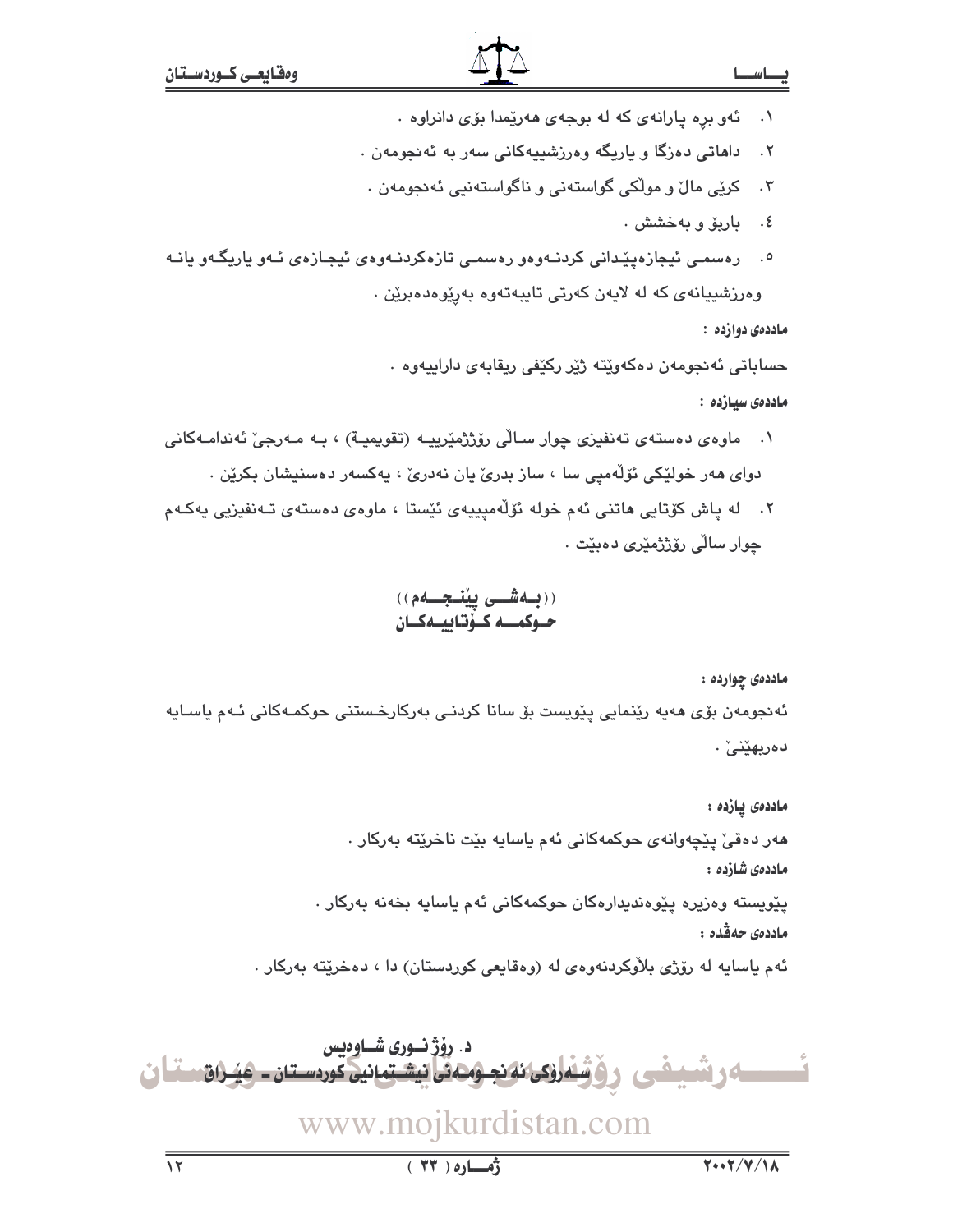١. ئەو برە پارانەی کە لە بوجەی هەرێمدا بۆی دانراوە .
٢. داهاتی دەزگا و یاریگە وەرزشییەکانی سەر بە ئەنجومەن .
٣. کرێی ماڵ و موڵکی گواستەنی و ناگواستەنیی ئەنجومەن .
٤. باربۆ و بەخشش .
٥. رەسمی ئیجازەپێدانی کردنەوەو رەسمی تازەکردنەوەی ئیجازەی ئەو یاریگەو یانە وەرزشییانەی کە لە لایەن کەرتی تایبەتەوە بەڕێوەدەبرێن .

**ماددەی دوازدە :**

حساباتی ئەنجومەن دەکەوێتە ژێر ڕکێفی ریقابەی داراییەوە .

**ماددەی سیازدە :**

١. ماوەی دەستەی تەنفیزی چوار ساڵی رۆژمێرییە (تقويمية) ، بە مەرجێ ئەندامەکانی دوای هەر خولێکی ئۆڵەمپی سا ، ساز بدرێ یان نەدرێ ، یەکسەر دەسنیشان بکرێن .
٢. لە پاش کۆتایی هاتنی ئەم خولە ئۆڵەمپییەی ئێستا ، ماوەی دەستەی تەنفیزیی یەکەم چوار ساڵی رۆژمێری دەبێت .

## ((بەشی پێنجەم))
## حوکمە کۆتاییەکان

**ماددەی چواردە :**

ئەنجومەن بۆی هەیە رێنمایی پێویست بۆ سانا کردنی بەرکارخستنی حوکمەکانی ئەم یاسایە دەربهێنێ .

**ماددەی پازدە :**

هەر دەقێ پێچەوانەی حوکمەکانی ئەم یاسایە بێت ناخرێتە بەرکار .

**ماددەی شازدە :**

پێویستە وەزیرە پێوەندیدارەکان حوکمەکانی ئەم یاسایە بخەنە بەرکار .

**ماددەی حەڤدە :**

ئەم یاسایە لە رۆژی بلاْوکردنەوەی لە (وەقايعی کوردستان) دا ، دەخرێتە بەرکار .

**د. رۆژ نوری شاوەیس**
**سەرۆکی ئەنجومەنی نیشتمانیی کوردستان ـ عێراق**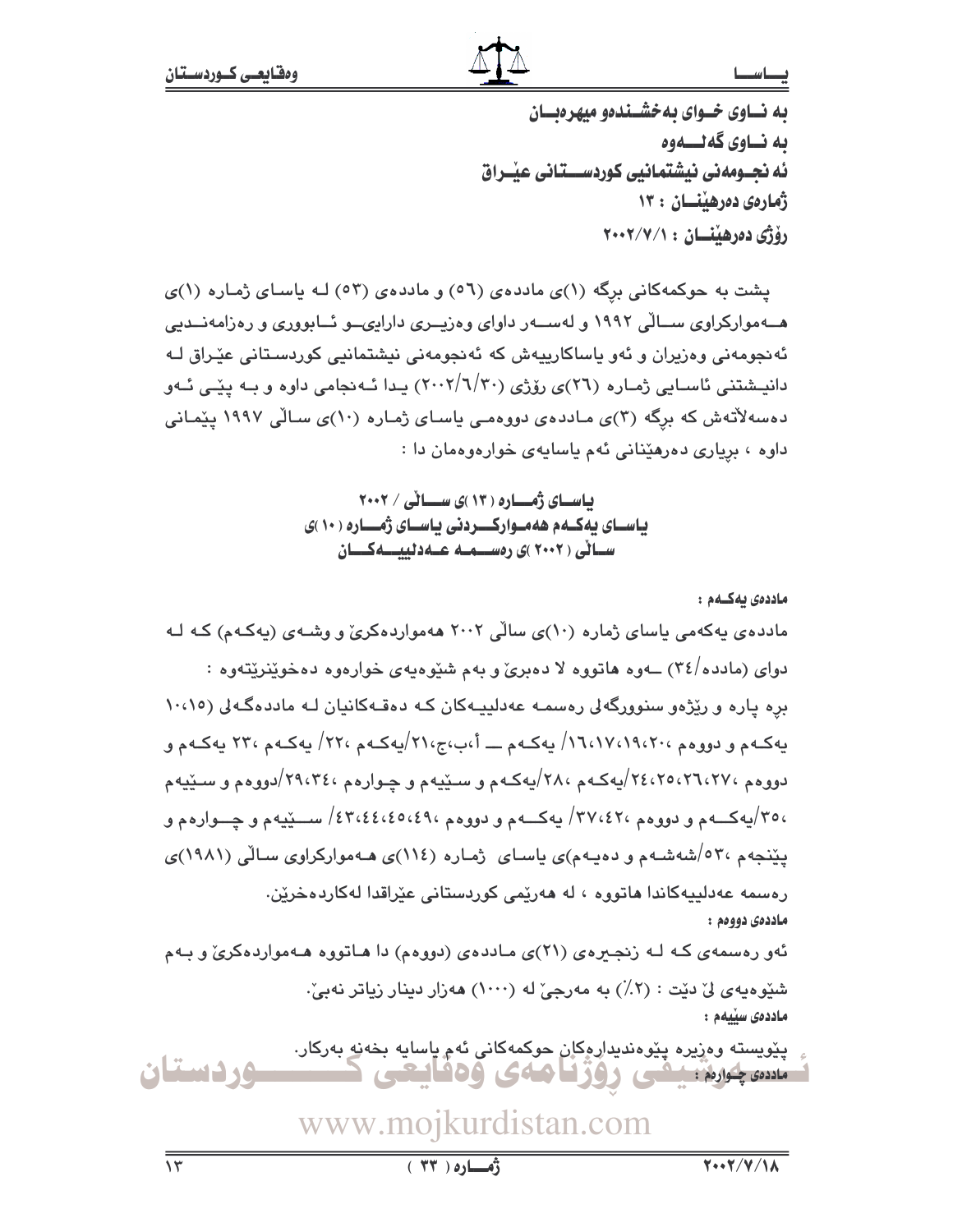بە نـاوی خـوای بەخشـندەو میهرەبـان
بە نـاوی گەلـەوە
ئە نجـومەنی نیشتمانیی کوردسـتانی عێـراق
ژمارەی دەرهێنـان : ١٣
رۆژی دەرهێنـان : ٢٠٠٢/٧/١

پشت بە حوکمەکانی برگە (١)ی ماددەی (٥٦) و ماددەی (٥٣) لـە یاسـای ژمـارە (١)ی هـەموارکراوی سـاڵی ١٩٩٢ و لەسـەر داوای وەزیـری دارایـیو ئـابووری و رەزامەنـدیی ئەنجومەنی وەزیران و ئەو یاساکارییەش کە ئەنجومەنی نیشتمانیی کوردستـانی عێـراق لـە دانیـشتنی ئاسـایی ژمـارە (٢٦)ی رۆژی (٢٠٠٢/٦/٣٠) یـدا ئـەنجامی داوە و بـە پێـی ئـەو دەسەڵاتەش کە برگە (٣)ی مـاددەی دووەمـی یاسـای ژمـارە (١٠)ی سـاڵی ١٩٩٧ پێمـانی داوە ، بڕیاری دەرهێنانی ئەم یاسایەی خوارەوەمان دا :

## یاسـای ژمـارە (١٣)ی سـاڵی / ٢٠٠٢
## یاسـای یەکـەم هەمـوارکـردنی یاسـای ژمـارە (١٠)ی سـاڵی (٢٠٠٢)ی رەسـمـە عـەدلییـەکـان

**ماددەی یەکـەم :**

ماددەی یەکەمی یاسای ژمارە (١٠)ی ساڵی ٢٠٠٢ هەمواردەکرێ و وشـەی (یەکـەم) کـە لـە دوای (مادده/٣٤) ـەوە هاتووە لا دەبرێ و بەم شێوەیەی خوارەوە دەخوێنرێتەوە :

برە پارە و رێژەو سنوورگەلی رەسمـە عەدلییـەکان کـە دەقـەکانیان لـە ماددەگـەلی (١٠،١٥ یەکـەم و دووەم ،١٦،١٧،١٩،٢٠/ یەکـەم ـ أ،ب،ج،٢١/یەکـەم ،٢٢/ یەکـەم ،٢٣ یەکـەم و دووەم ،٢٤،٢٥،٢٦،٢٧/یەکـەم ،٢٨/یەکـەم و سـێیەم و چـوارەم ،٢٩،٣٤/دووەم و سـێیەم ،٣٥/یەکـەم و دووەم ،٣٧،٤٢/ یەکـەم و دووەم ،٤٣،٤٤،٤٥،٤٩/ سـێیەم و چـوارەم و پێنجەم ،٥٣/شەشـەم و دەیـەم)ی یاسـای ژمـارە (١١٤)ی هـەموارکراوی سـاڵی (١٩٨١)ی رەسمە عەدلییەکاندا هاتووە ، لە هەرێمی کوردستانی عێراقدا لەکاردەخرێن.

**ماددەی دووەم :**

ئەو رەسمەی کـە لـە زنجـیرەی (٢١)ی مـاددەی (دووەم) دا هـاتووە هـەمواردەکرێ و بـەم شێوەیەی لێ دێت : (٢٪) بە مەرجێ لە (١٠٠٠) هەزار دینار زیاتر نەبێ.

**ماددەی سێیەم :**

پێویستە وەزیرە پێوەندیدارەکان حوکمەکانی ئەم یاسایە بخەنە بەرکار.

**ماددەی چـوارەم :**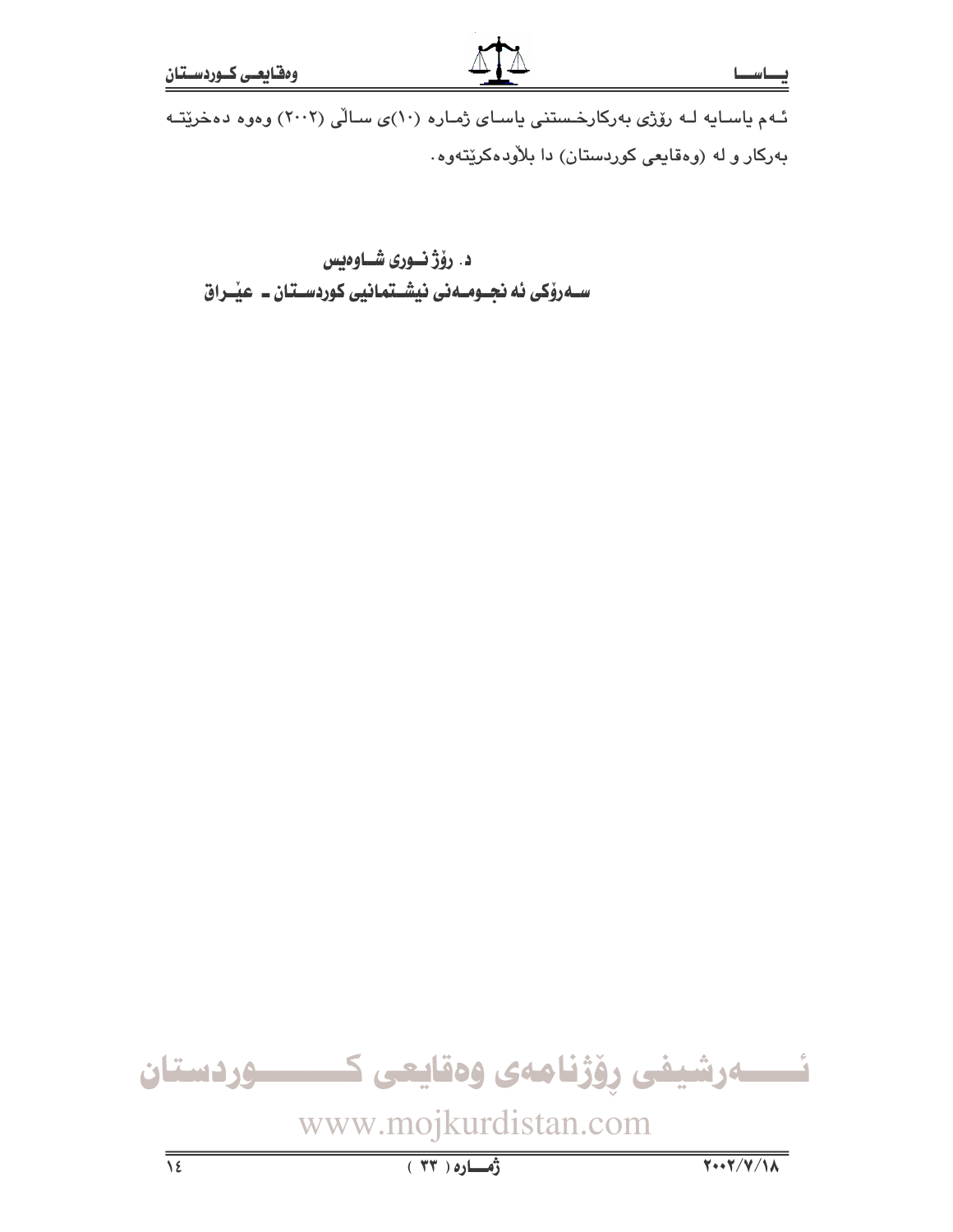ئـەم یاسـایە لـە رۆژی بەرکارخـستنی یاسـای ژمـارە (١٠)ی سـاڵی (٢٠٠٢) وەوە دەخرێتـە بەرکار و لە (وەقایعی کوردستان) دا بلاّودەکرێتەوە.

**د. رۆژ نـوری شـاوەیس**
**سـەرۆکی ئە نجـومـەنی نیشـتمانیی کوردسـتان ـ عێـراق**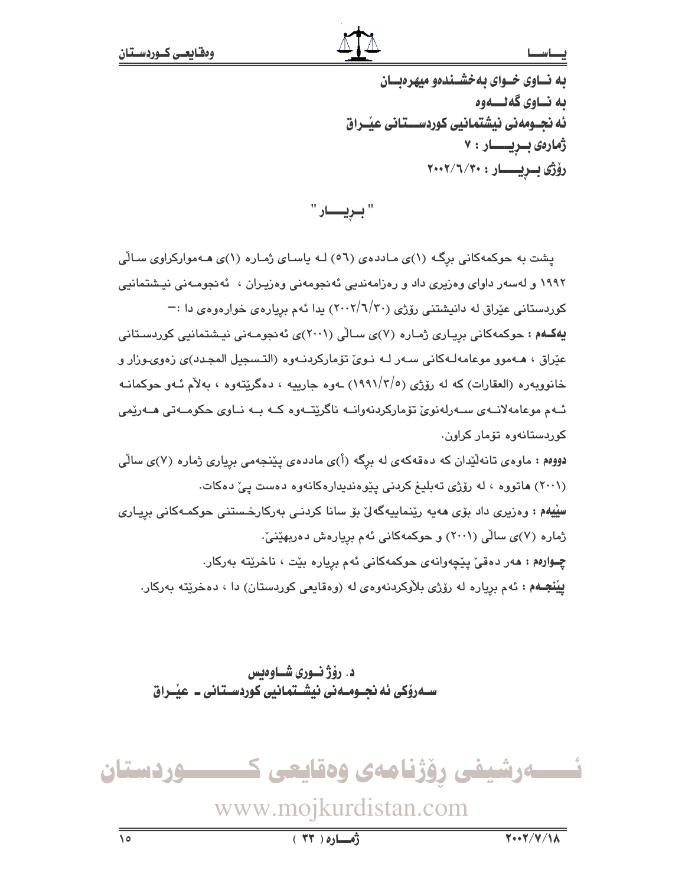به نـاوى خـواى بەخشـندەو ميهرەبـان

به نـاوى گەلـــەوە

ئەنجـومەنى نيشتمانيى كوردســـتانى عێـراق

ژمارەى بــڕيـــــار : ٧

رۆژى بــڕيـــــار : ٢٠٠٢/٦/٣٠

" بــڕيـــار "

پشت بە حوكمەكانى برگـە (١)ى مـاددەى (٥٦) لـە ياسـاى ژمـارە (١)ى هـەمواركراوى سـاڵى ١٩٩٢ و لەسەر داواى وەزيرى داد و رەزامەنديى ئەنجومەنى وەزيـران ، ئەنجومـەنى نيـشتمانيى كوردستانى عێراق لە دانيشتنى رۆژى (٢٠٠٢/٦/٣٠) يدا ئەم بڕيارەى خوارەوەى دا :-

**يەكـەم :** حوكمەكانى بڕيـارى ژمـارە (٧)ى سـاڵى (٢٠٠١)ى ئەنجومـەنى نيـشتمانيى كوردسـتانى عێراق ، هـەموو موعامەلـەكانى سـەر لـە نـوێ تۆماركردنـەوە (التسجيل المجدد)ى زەوى-وزار و خانووبەرە (العقارات) كە لە رۆژى (١٩٩١/٣/٥) ـەوە جارييە ، دەگرێتەوە ، بەلاَم ئـەو حوكمانـە ئـەم موعامەلانـەى سـەرلەنوێ تۆماركردنەوانـە ناگرێتـەوە كـە بـە نـاوى حكومـەتى هـەرێمى كوردستانەوە تۆمار كراون.

**دووەم :** ماوەى تانەلێدان كە دەقەكەى لە برگە (أ)ى ماددەى پێنجەمى بڕيارى ژمارە (٧)ى ساڵى (٢٠٠١) هاتووە ، لە رۆژى تەبليغ كردنى پێوەنديدارەكانەوە دەست پێ دەكات.

**سێيەم :** وەزيرى داد بۆى هەيە رێنماييەگەلێ بۆ سانا كردنى بەركارخستنى حوكمـەكانى بڕيـارى ژمارە (٧)ى ساڵى (٢٠٠١) و حوكمەكانى ئەم بڕيارەش دەربهێنێ.

**چـوارەم :** هەر دەقێ پێچەوانەى حوكمەكانى ئەم بڕيارە بێت ، ناخرێتە بەركار.

**پێنجـەم :** ئەم بڕيارە لە رۆژى بلاَوكردنەوەى لە (وەقايعى كوردستان) دا ، دەخرێتە بەركار.

د. رۆژ نـورى شـاوەيس

سـەرۆكى ئەنجـومـەنى نيشـتمانيى كوردسـتانى ـ عێـراق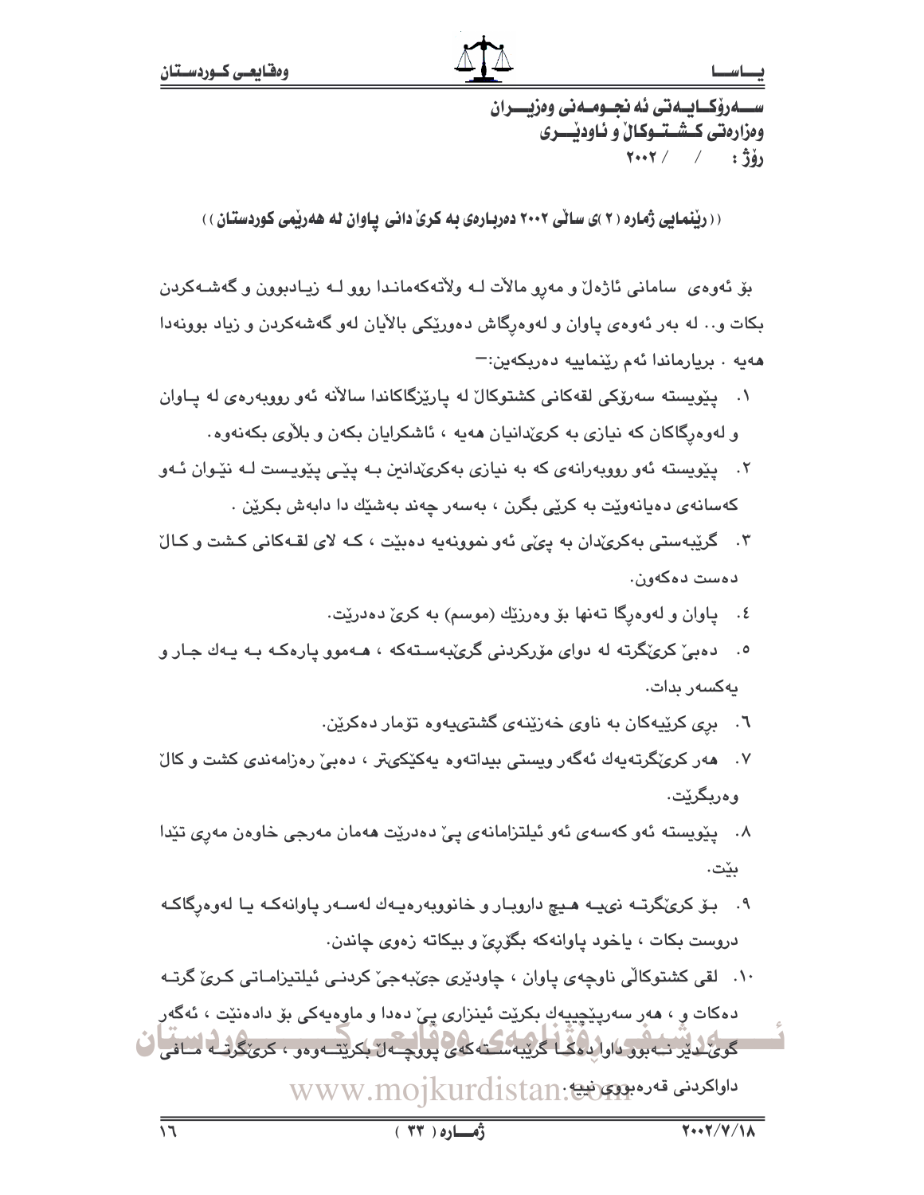سەرۆکایەتی ئەنجومەنی وەزیران
وەزارەتی کشتوکاڵ و ئاودێری
رۆژ : / / ٢٠٠٢

## (( رێنمایی ژمارە ( ٢ )ی ساڵی ٢٠٠٢ دەربارەی بە کرێ دانی پاوان لە هەرێمی کوردستان ))

بۆ ئەوەی سامانی ئاژەڵ و مەڕو ماڵات لە وڵاتەکەماندا روو لە زیادبوون و گەشەکردن بکات و.. لە بەر ئەوەی پاوان و لەوەڕگاش دەورێکی باڵایان لەو گەشەکردن و زیاد بوونەدا هەیە . بریارماندا ئەم رێنماییە دەربکەین:-

١. پێویستە سەرۆکی لقەکانی کشتوکاڵ لە پارێزگاکاندا ساڵانە ئەو رووبەرەی لە پاوان و لەوەڕگاکان کە نیازی بە کرێدانیان هەیە ، ئاشکرایان بکەن و بڵاوی بکەنەوە.

٢. پێویستە ئەو رووبەرانەی کە بە نیازی بەکرێدانین بە پێی پێویست لە نێوان ئەو کەسانەی دەیانەوێت بە کرێی بگرن ، بەسەر چەند بەشێك دا دابەش بکرێن .

٣. گرێبەستی بەکرێدان بە پێی ئەو نموونەیە دەبێت ، کە لای لقەکانی کشت و کاڵ دەست دەکەون.

٤. پاوان و لەوەڕگا تەنها بۆ وەرزێك (موسم) بە کرێ دەدرێت.

٥. دەبێ کرێگرتە لە دوای مۆرکردنی گرێبەستەکە ، هەموو پارەکە بە یەك جار و یەکسەر بدات.

٦. بری کرێیەکان بە ناوی خەزێنەی گشتیەوە تۆمار دەکرێن.

٧. هەر کرێگرتەیەك ئەگەر ویستی بیداتەوە یەکێکیتر ، دەبێ رەزامەندی کشت و کاڵ وەربگرێت.

٨. پێویستە ئەو کەسەی ئەو ئیلتزامانەی پێ دەدرێت هەمان مەرجی خاوەن مەڕی تێدا بێت.

٩. بۆ کرێگرتە نییە هیچ داروبار و خانووبەرەیەك لەسەر پاوانەکە یا لەوەڕگاکە دروست بکات ، یاخود پاوانەکە بگۆڕێ و بیکاتە زەوی چاندن.

١٠. لقی کشتوکاڵی ناوچەی پاوان ، چاودێری جێبەجێ کردنی ئیلتیزاماتی کرێ گرتە دەکات و ، هەر سەرپێچییەك بکرێت ئینزاری پێ دەدا و ماوەیەکی بۆ دادەنێت ، ئەگەر گوێ دێر نەبوو داوا دەکا گرێبەستەکەی پووچەڵ بکرێتەوەو ، کرێگرتە مافی داواکردنی قەرەبووی نییە.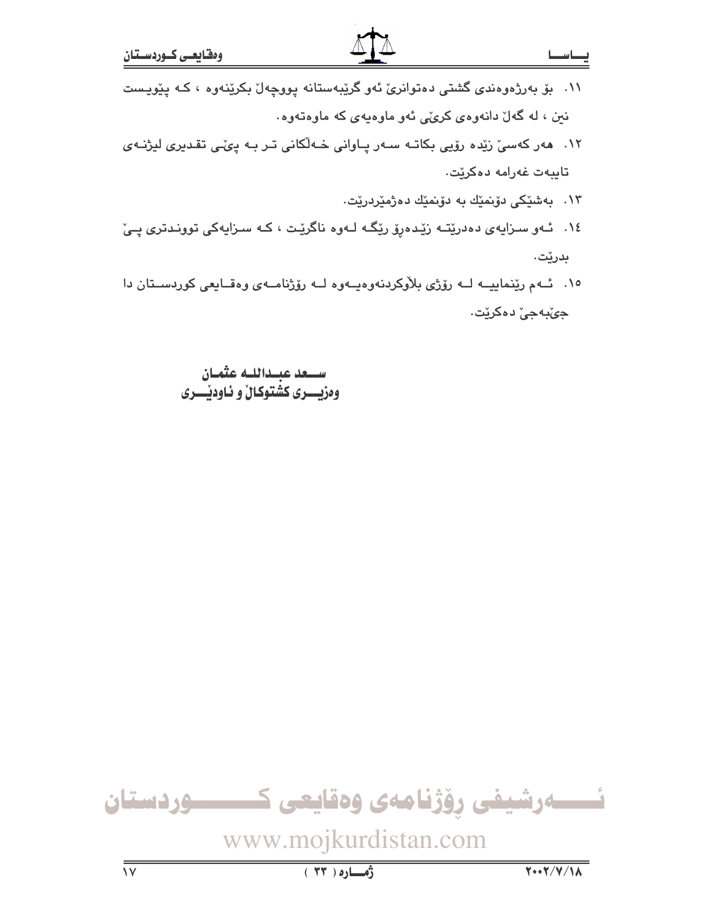١١. بۆ بەرژەوەندی گشتی دەتوانرێ ئەو گرێبەستانە پووچەڵ بکرێنەوە ، کە پێویست نین ، لە گەڵ دانەوەی کرێی ئەو ماوەیەی کە ماوەتەوە.

١٢. هەر کەسێ زێدە رۆیی بکاتە سەر پاوانی خەڵکانی تر بە پێی تقدیری لیژنەی تایبەت غەرامە دەکرێت.

١٣. بەشێکی دۆنمێك بە دۆنمێك دەژمێردرێت.

١٤. ئەو سزایەی دەدرێتە زێدەڕۆ رێگە لەوە ناگرێت ، کە سزایەکی توونددتری پێ بدرێت.

١٥. ئەم رێنماییە لە رۆژی بلاوکردنەوەیەوە لە رۆژنامەی وەقایعی کوردستان دا جێبەجێ دەکرێت.

**سعد عبداللە عثمان**
**وەزیری کشتوکاڵ و ئاودێری**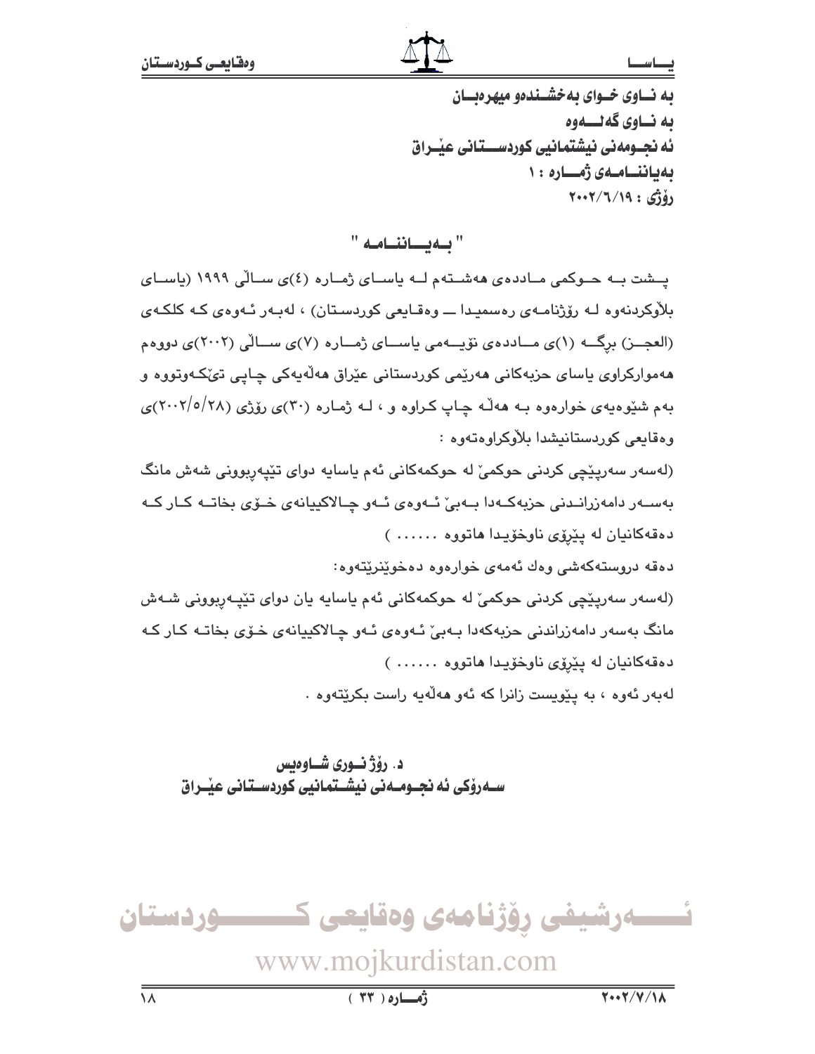به نـاوی خـوای بەخشـندەو میهرەبـان
به نـاوی گەلـــەوە
ئه نجـومەنی نیشتمانیی کوردســـتانی عێـراق
بەیاننـامـەی ژمـــارە : ۱
رۆژی : ۲۰۰۲/٦/۱۹

## " بـەیــاننــامـە "

پـشت بـە حـوکمی مـاددەی هەشـتەم لـە یاسـای ژمـارە (٤)ی سـاڵی ۱۹۹۹ (یاسـای بڵاوکردنەوە لـە رۆژنامـەی رەسمیـدا ــ وەقـایعی کوردسـتان) ، لەبـەر ئـەوەی کـە کلکـەی (العجــز) برگــە (۱)ی مــاددەی نۆیــەمی یاســای ژمــارە (۷)ی ســاڵی (۲۰۰۲)ی دووەم هەموارکراوی یاسای حزبەکانی هەرێمی کوردستانی عێراق هەڵەیەکی چـاپی تێکـەوتووە و بەم شێوەیەی خوارەوە بـە هەڵـە چـاپ کـراوە و ، لـە ژمـارە (۳۰)ی رۆژی (۲۰۰۲/٥/۲۸)ی وەقایعی کوردستانیشدا بڵاوکراوەتەوە :

(لەسەر سەرپێچی کردنی حوکمێ لە حوکمەکانی ئەم یاسایە دوای تێپەڕبوونی شەش مانگ بەســەر دامەزرانـدنی حزبەکـەدا بـەبێ ئـەوەی ئـەو چـالاکییانەی خـۆی بخاتــە کـار کـە دەقەکانیان لە پێڕۆی ناوخۆیدا هاتووە ....... )

دەقە دروستەکەشی وەك ئەمەی خوارەوە دەخوێنرێتەوە:

(لەسەر سەرپێچی کردنی حوکمێ لە حوکمەکانی ئەم یاسایە یان دوای تێپـەڕبوونی شـەش مانگ بەسەر دامەزراندنی حزبەکەدا بـەبێ ئـەوەی ئـەو چـالاکییانەی خـۆی بخاتـە کـار کـە دەقەکانیان لە پێڕۆی ناوخۆیدا هاتووە ....... )

لەبەر ئەوە ، بە پێویست زانرا کە ئەو هەڵەیە راست بکرێتەوە .

**د. رۆژ نـوری شـاوەیس**
**ســەرۆکی ئه نجـومـەنی نیشـتمانیی کوردسـتانی عێـراق**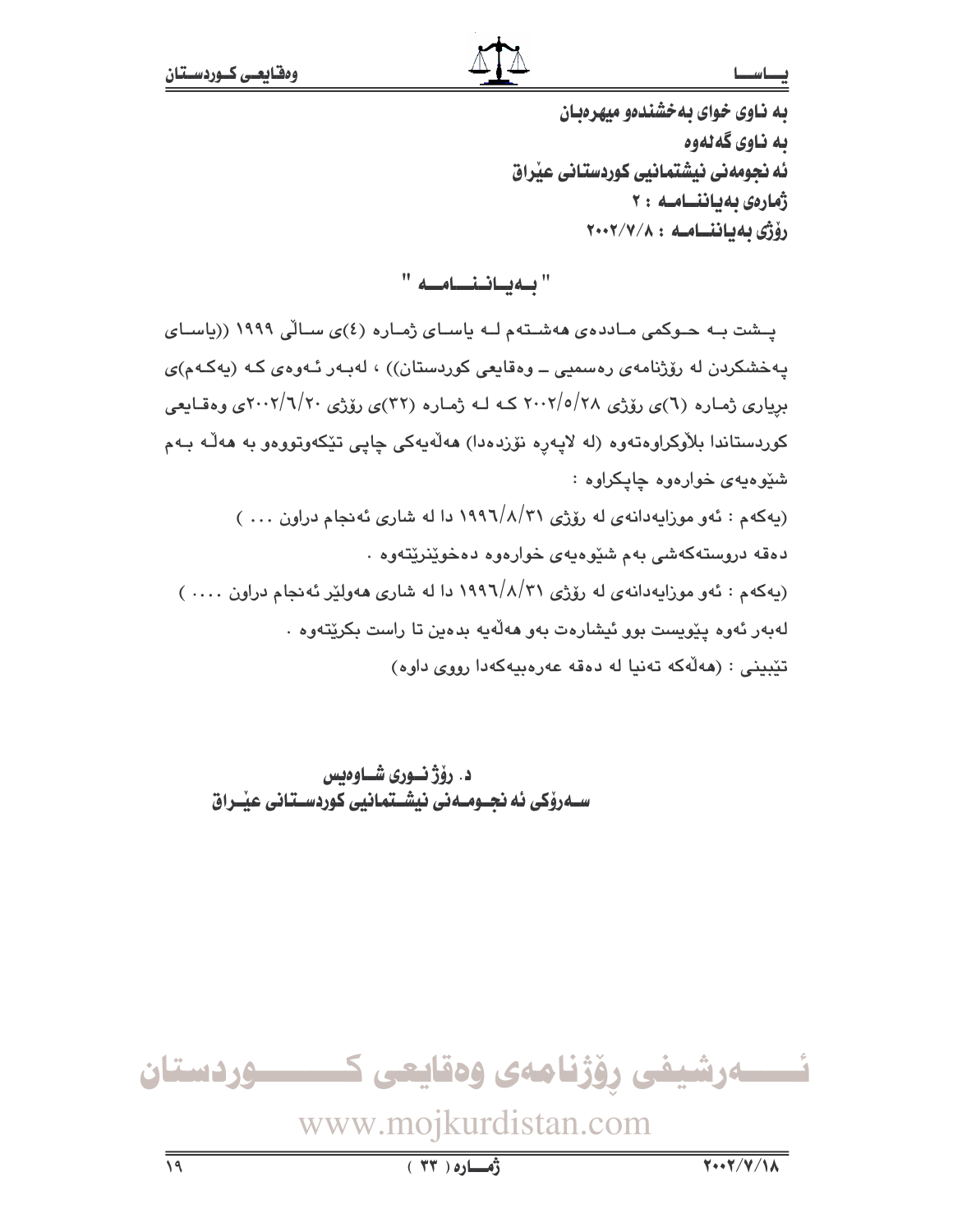به ناوی خوای بەخشندەو میهرەبان

به ناوی گەلەوە

ئه نجومەنی نیشتمانیی کوردستانی عێراق

ژمارەی بەیاننــامــه : ٢

رۆژی بەیاننــامــه : ٢٠٠٢/٧/٨

## " بـەیـانـنـــامـــه "

پــشت بــه حــوکمی مــاددەی هەشــتەم لــه یاســای ژمــارە (٤)ی ســاڵی ١٩٩٩ ((یاســای پەخشکردن لە رۆژنامەی رەسمیی ــ وەقایعی کوردستان)) ، لەبەر ئەوەی کە (یەکەم)ی بڕیاری ژمـارە (٦)ی رۆژی ٢٠٠٢/٥/٢٨ کـە لـە ژمـارە (٣٢)ی رۆژی ٢٠٠٢/٦/٢٠ی وەقـایعی کوردستاندا بلاوکراوەتەوە (لە لاپەڕە نۆزدەدا) هەڵەیەکی چاپی تێکەوتووەو بە هەڵە بەم شێوەیەی خوارەوە چاپکراوە :

(یەکەم : ئەو موزایەدانەی لە رۆژی ١٩٩٦/٨/٣١ دا لە شاری ئەنجام دراون ... )

دەقە دروستەکەشی بەم شێوەیەی خوارەوە دەخوێنرێتەوە .

(یەکەم : ئەو موزایەدانەی لە رۆژی ١٩٩٦/٨/٣١ دا لە شاری هەولێر ئەنجام دراون .... )

لەبەر ئەوە پێویست بوو ئیشارەت بەو هەڵەیە بدەین تا راست بکرێتەوە .

تێبینی : (هەڵەکە تەنیا لە دەقە عەرەبیەکەدا رووی داوە)

**د. رۆژ نــوری شــاوەیس**

**ســەرۆکی ئه نجــومــەنی نیشــتمانیی کوردســتانی عێــراق**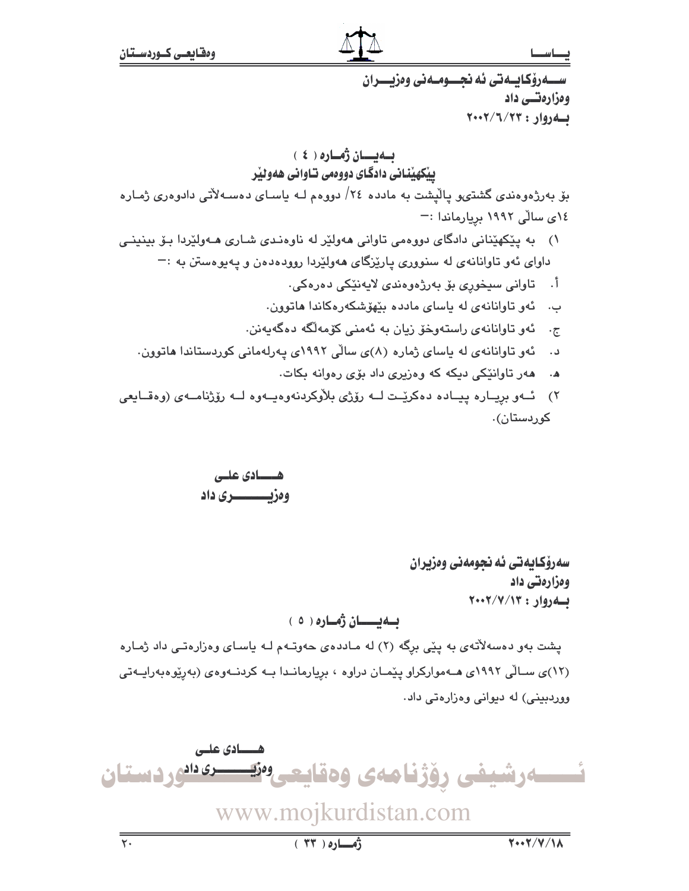سەرۆكايەتی ئەنجومەنی وەزیران
وەزارەتی داد
بەروار : ٢٠٠٢/٦/٢٣

## بەیان ژمارە ( ٤ )
## پێكهێنانی دادگای دووەمی تاوانی هەولێر

بۆ بەرژەوەندی گشتیو پاڵپشت بە مادده ٢٤/ دووەم لە یاسای دەسەلاتی دادوەری ژمارە ١٤ی ساڵی ١٩٩٢ بڕیارماندا :-

١) بە پێكهێنانی دادگای دووەمی تاوانی هەولێر لە ناوەندی شاری هەولێردا بۆ بینینی داوای ئەو تاوانانەی لە سنووری پارێزگای هەولێردا روودەدەن و پەیوەستن بە :-

أ. تاوانی سیخوڕی بۆ بەرژەوەندی لایەنێكی دەرەكی.
ب. ئەو تاوانانەی لە یاسای مادده بێهۆشكەرەكاندا هاتوون.
ج. ئەو تاوانانەی راستەوخۆ زیان بە ئەمنی كۆمەڵگە دەگەیەنن.
د. ئەو تاوانانەی لە یاسای ژمارە (٨)ی ساڵی ١٩٩٢ی پەرلەمانی كوردستاندا هاتوون.
هـ. هەر تاوانێكی دیكە كە وەزیری داد بۆی رەوانە بكات.

٢) ئەو بڕیارە پیادە دەكرێت لە رۆژی بلاوكردنەوەیەوە لە رۆژنامەی (وەقایعی كوردستان).

هادی علی
وەزیری داد

سەرۆكايەتی ئەنجومەنی وەزیران
وەزارەتی داد
بەروار : ٢٠٠٢/٧/١٣

## بەیان ژمارە ( ٥ )

پشت بەو دەسەلاتەی بە پێی برگە (٢) لە ماددەی حەوتەم لە یاسای وەزارەتی داد ژمارە (١٢)ی ساڵی ١٩٩٢ی هەمواركراو پێمان دراوە ، بڕیارماندا بە كردنەوەی (بەڕێوەبەرایەتی ووردبینی) لە دیوانی وەزارەتی داد.

هادی علی
وەزیری داد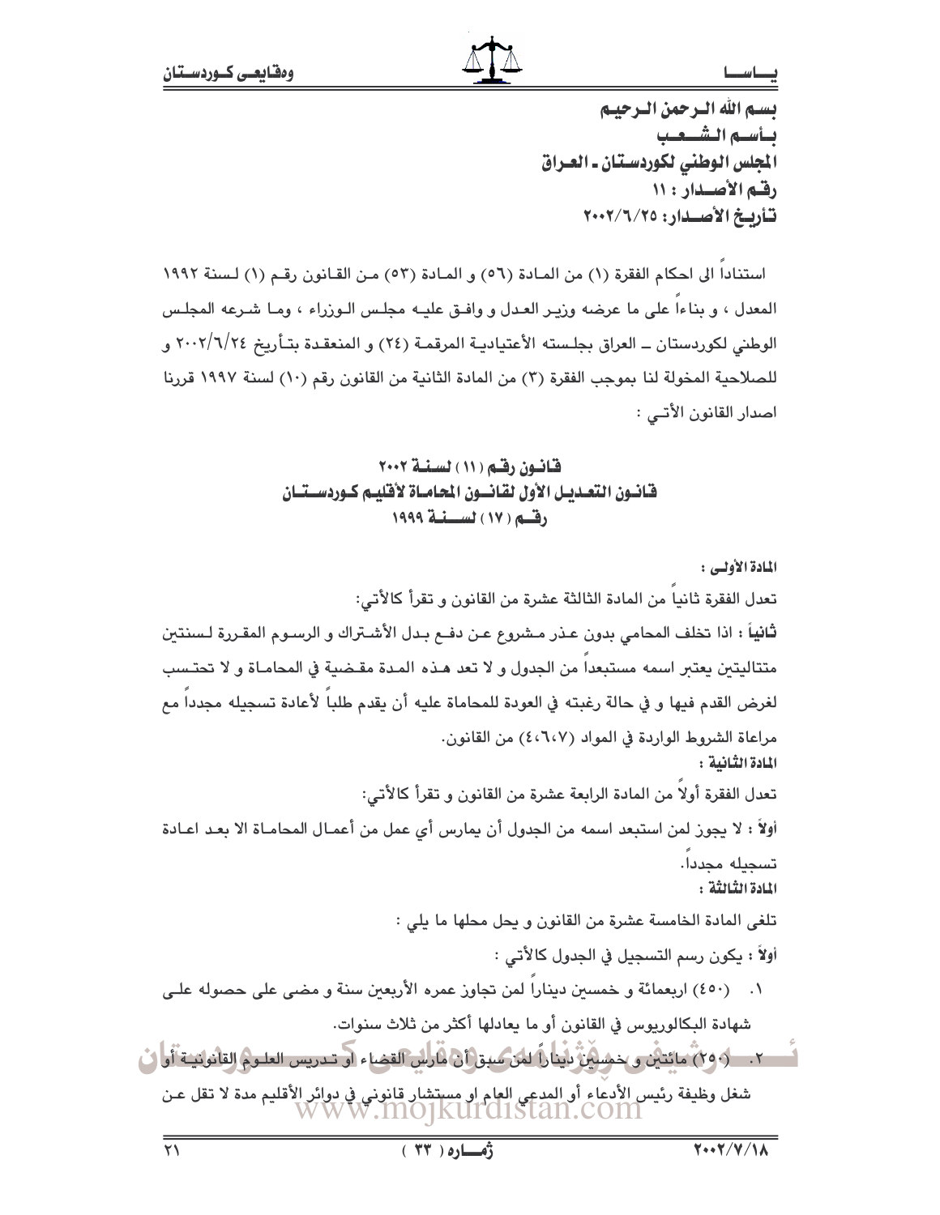بسم الله الرحمن الرحيم

بأسم الشعب

المجلس الوطني لكوردستان ـ العراق

رقم الأصدار : ١١

تأريخ الأصدار: ٢٠٠٢/٦/٢٥

استناداً الى احكام الفقرة (١) من المادة (٥٦) و المادة (٥٣) من القانون رقم (١) لسنة ١٩٩٢ المعدل ، و بناءاً على ما عرضه وزير العدل و وافق عليه مجلس الوزراء ، وما شرعه المجلس الوطني لكوردستان ـ العراق بجلسته الأعتيادية المرقمة (٢٤) و المنعقدة بتأريخ ٢٠٠٢/٦/٢٤ و للصلاحية المخولة لنا بموجب الفقرة (٣) من المادة الثانية من القانون رقم (١٠) لسنة ١٩٩٧ قررنا اصدار القانون الأتي :

## قانون رقم (١١) لسنة ٢٠٠٢
## قانون التعديل الأول لقانون المحاماة لأقليم كوردستان رقم (١٧) لسنة ١٩٩٩

**المادة الأولى :**

تعدل الفقرة ثانياً من المادة الثالثة عشرة من القانون و تقرأ كالأتي:

**ثانياً :** اذا تخلف المحامي بدون عذر مشروع عن دفع بدل الأشتراك و الرسوم المقررة لسنتين متتاليتين يعتبر اسمه مستبعداً من الجدول و لا تعد هذه المدة مقضية في المحاماة و لا تحتسب لغرض القدم فيها و في حالة رغبته في العودة للمحاماة عليه أن يقدم طلباً لأعادة تسجيله مجدداً مع مراعاة الشروط الواردة في المواد (٤،٦،٧) من القانون.

**المادة الثانية :**

تعدل الفقرة أولاً من المادة الرابعة عشرة من القانون و تقرأ كالأتي:

**أولاً :** لا يجوز لمن استبعد اسمه من الجدول أن يمارس أي عمل من أعمال المحاماة الا بعد اعادة تسجيله مجدداً.

**المادة الثالثة :**

تلغى المادة الخامسة عشرة من القانون و يحل محلها ما يلي :

أولاً : يكون رسم التسجيل في الجدول كالأتي :

١. (٤٥٠) اربعمائة و خمسين ديناراً لمن تجاوز عمره الأربعين سنة و مضى على حصوله على شهادة البكالوريوس في القانون أو ما يعادلها أكثر من ثلاث سنوات.

٢. (٢٥٠) مائتين و خمسين ديناراً لمن سبق أن مارس القضاء او تدريس العلوم القانونية أو شغل وظيفة رئيس الأدعاء أو المدعي العام او مستشار قانوني في دوائر الأقليم مدة لا تقل عن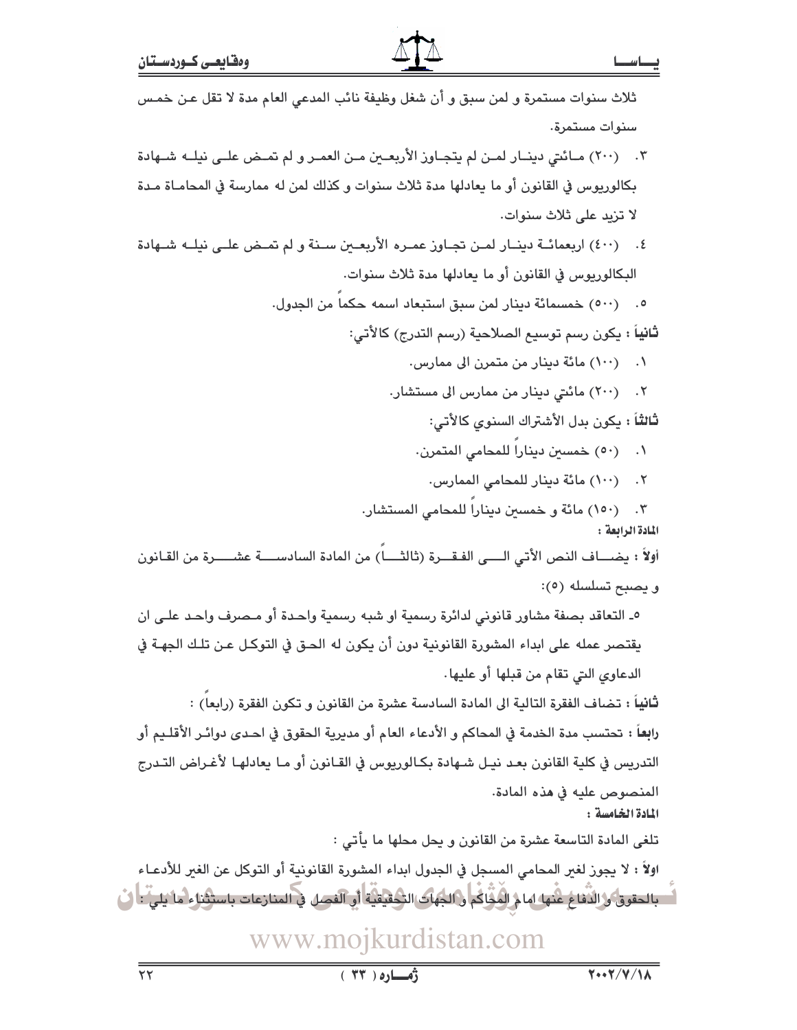ثلاث سنوات مستمرة و لمن سبق و أن شغل وظيفة نائب المدعي العام مدة لا تقل عن خمس سنوات مستمرة.

٣. (٢٠٠) مائتي دينار لمن لم يتجاوز الأربعين من العمر و لم تمض على نيله شهادة بكالوريوس في القانون أو ما يعادلها مدة ثلاث سنوات و كذلك لمن له ممارسة في المحاماة مدة لا تزيد على ثلاث سنوات.

٤. (٤٠٠) اربعمائة دينار لمن تجاوز عمره الأربعين سنة و لم تمض على نيله شهادة البكالوريوس في القانون أو ما يعادلها مدة ثلاث سنوات.

٥. (٥٠٠) خمسمائة دينار لمن سبق استبعاد اسمه حكماً من الجدول.

**ثانياً :** يكون رسم توسيع الصلاحية (رسم التدرج) كالأتي:

١. (١٠٠) مائة دينار من متمرن الى ممارس.

٢. (٢٠٠) مائتي دينار من ممارس الى مستشار.

**ثالثاً :** يكون بدل الأشتراك السنوي كالأتي:

١. (٥٠) خمسين ديناراً للمحامي المتمرن.

٢. (١٠٠) مائة دينار للمحامي الممارس.

٣. (١٥٠) مائة و خمسين ديناراً للمحامي المستشار.

**المادة الرابعة :**

**أولاً :** يضاف النص الأتي الى الفقرة (ثالثاً) من المادة السادسة عشرة من القانون و يصبح تسلسله (٥):

٥- التعاقد بصفة مشاور قانوني لدائرة رسمية او شبه رسمية واحدة أو مصرف واحد على ان يقتصر عمله على ابداء المشورة القانونية دون أن يكون له الحق في التوكل عن تلك الجهة في الدعاوي التي تقام من قبلها أو عليها.

**ثانياً :** تضاف الفقرة التالية الى المادة السادسة عشرة من القانون و تكون الفقرة (رابعاً) :

**رابعاً :** تحتسب مدة الخدمة في المحاكم و الأدعاء العام أو مديرية الحقوق في احدى دوائر الأقليم أو التدريس في كلية القانون بعد نيل شهادة بكالوريوس في القانون أو ما يعادلها لأغراض التدرج المنصوص عليه في هذه المادة.

**المادة الخامسة :**

تلغى المادة التاسعة عشرة من القانون و يحل محلها ما يأتي :

**اولاً :** لا يجوز لغير المحامي المسجل في الجدول ابداء المشورة القانونية أو التوكل عن الغير للأدعاء بالحقوق و الدفاع عنها امام المحاكم و الجهات التحقيقية أو الفصل في المنازعات باستثناء ما يلي :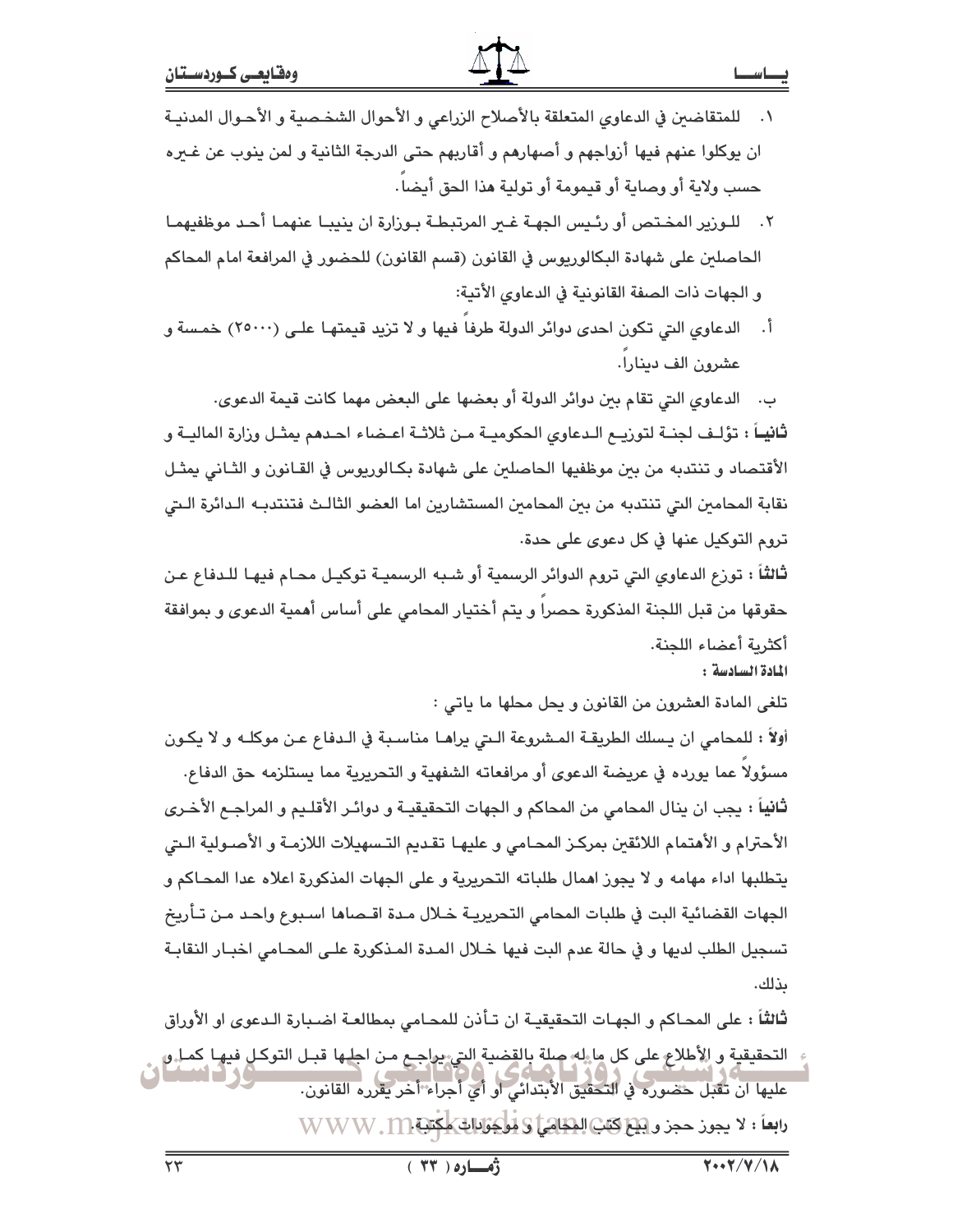١. للمتقاضين في الدعاوي المتعلقة بالأصلاح الزراعي و الأحوال الشخصية و الأحوال المدنية ان يوكلوا عنهم فيها أزواجهم و أصهارهم و أقاربهم حتى الدرجة الثانية و لمن ينوب عن غيره حسب ولاية أو وصاية أو قيمومة أو تولية هذا الحق أيضاً.

٢. للوزير المختص أو رئيس الجهة غير المرتبطة بوزارة ان ينيبا عنهما أحد موظفيهما الحاصلين على شهادة البكالوريوس في القانون (قسم القانون) للحضور في المرافعة امام المحاكم و الجهات ذات الصفة القانونية في الدعاوي الأتية:

أ. الدعاوي التي تكون احدى دوائر الدولة طرفاً فيها و لا تزيد قيمتها على (٢٥٠٠٠) خمسة و عشرون الف ديناراً.

ب. الدعاوي التي تقام بين دوائر الدولة أو بعضها على البعض مهما كانت قيمة الدعوى.

**ثانياً** : تؤلف لجنة لتوزيع الدعاوي الحكومية من ثلاثة اعضاء احدهم يمثل وزارة المالية و الأقتصاد و تنتدبه من بين موظفيها الحاصلين على شهادة بكالوريوس في القانون و الثاني يمثل نقابة المحامين التي تنتدبه من بين المحامين المستشارين اما العضو الثالث فتنتدبه الدائرة التي تروم التوكيل عنها في كل دعوى على حدة.

**ثالثاً** : توزع الدعاوي التي تروم الدوائر الرسمية أو شبه الرسمية توكيل محام فيها للدفاع عن حقوقها من قبل اللجنة المذكورة حصراً و يتم أختيار المحامي على أساس أهمية الدعوى و بموافقة أكثرية أعضاء اللجنة.

**المادة السادسة :**

تلغى المادة العشرون من القانون و يحل محلها ما ياتي :

**أولاً** : للمحامي ان يسلك الطريقة المشروعة التي يراها مناسبة في الدفاع عن موكله و لا يكون مسؤولاً عما يورده في عريضة الدعوى أو مرافعاته الشفهية و التحريرية مما يستلزمه حق الدفاع.

**ثانياً** : يجب ان ينال المحامي من المحاكم و الجهات التحقيقية و دوائر الأقليم و المراجع الأخرى الأحترام و الأهتمام اللائقين بمركز المحامي و عليها تقديم التسهيلات اللازمة و الأصولية التي يتطلبها اداء مهامه و لا يجوز اهمال طلباته التحريرية و على الجهات المذكورة اعلاه عدا المحاكم و الجهات القضائية البت في طلبات المحامي التحريرية خلال مدة اقصاها اسبوع واحد من تأريخ تسجيل الطلب لديها و في حالة عدم البت فيها خلال المدة المذكورة على المحامي اخبار النقابة بذلك.

**ثالثاً** : على المحاكم و الجهات التحقيقية ان تأذن للمحامي بمطالعة اضبارة الدعوى او الأوراق التحقيقية و الأطلاع على كل ما له صلة بالقضية التي يراجع من اجلها قبل التوكل فيها كما و عليها ان تقبل حضوره في التحقيق الأبتدائي او أي أجراء أخر يقرره القانون.

**رابعاً** : لا يجوز حجز و بيع كتب المحامي و موجودات مكتبة.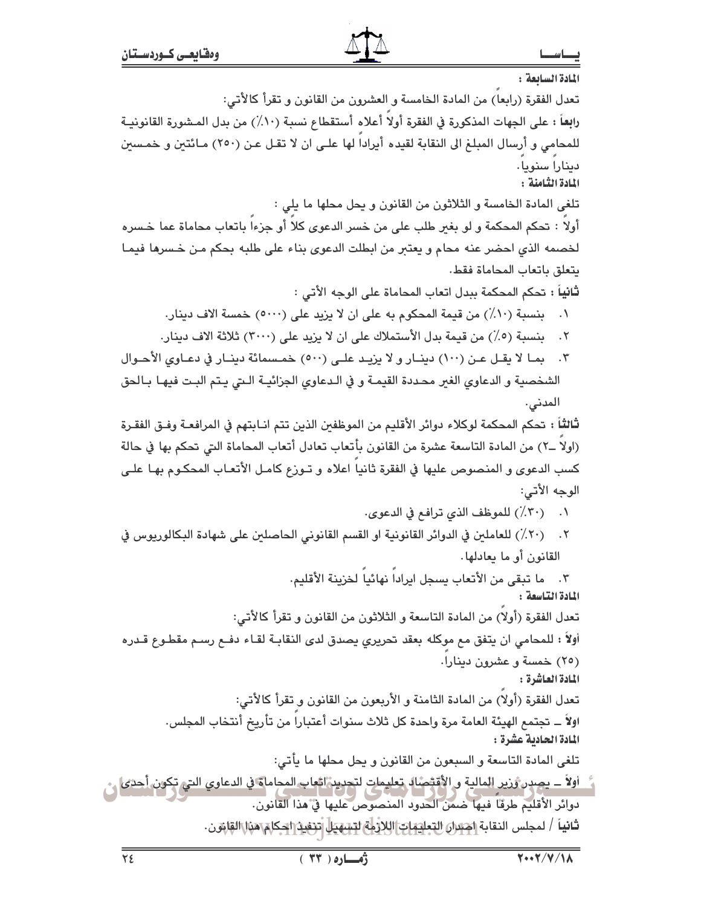**المادة السابعة :**

تعدل الفقرة (رابعاً) من المادة الخامسة و العشرون من القانون و تقرأ كالأتي:

**رابعاً :** على الجهات المذكورة في الفقرة أولاً أعلاه أستقطاع نسبة (١٠٪) من بدل المشورة القانونية للمحامي و أرسال المبلغ الى النقابة لقيده أيراداً لها على ان لا تقل عن (٢٥٠) مائتين و خمسين ديناراً سنوياً.

**المادة الثامنة :**

تلغى المادة الخامسة و الثلاثون من القانون و يحل محلها ما يلي :

أولاً : تحكم المحكمة و لو بغير طلب على من خسر الدعوى كلاً أو جزءاً باتعاب محاماة عما خسره لخصمه الذي احضر عنه محام و يعتبر من ابطلت الدعوى بناء على طلبه بحكم من خسرها فيما يتعلق باتعاب المحاماة فقط.

**ثانياً :** تحكم المحكمة ببدل اتعاب المحاماة على الوجه الأتي :

١. بنسبة (١٠٪) من قيمة المحكوم به على ان لا يزيد على (٥٠٠٠) خمسة الاف دينار.
٢. بنسبة (٥٪) من قيمة بدل الأستملاك على ان لا يزيد على (٣٠٠٠) ثلاثة الاف دينار.
٣. بما لا يقل عن (١٠٠) دينار و لا يزيد على (٥٠٠) خمسمائة دينار في دعاوي الأحوال الشخصية و الدعاوي الغير محددة القيمة و في الدعاوي الجزائية التي يتم البت فيها بالحق المدني.

**ثالثاً :** تحكم المحكمة لوكلاء دوائر الأقليم من الموظفين الذين تتم انابتهم في المرافعة وفق الفقرة (اولاً ـ٢) من المادة التاسعة عشرة من القانون بأتعاب تعادل أتعاب المحاماة التي تحكم بها في حالة كسب الدعوى و المنصوص عليها في الفقرة ثانياً اعلاه و توزع كامل الأتعاب المحكوم بها على الوجه الأتي:

١. (٣٠٪) للموظف الذي ترافع في الدعوى.
٢. (٢٠٪) للعاملين في الدوائر القانونية او القسم القانوني الحاصلين على شهادة البكالوريوس في القانون أو ما يعادلها.
٣. ما تبقى من الأتعاب يسجل ايراداً نهائياً لخزينة الأقليم.

**المادة التاسعة :**

تعدل الفقرة (أولاً) من المادة التاسعة و الثلاثون من القانون و تقرأ كالأتي:

**أولاً :** للمحامي ان يتفق مع موكله بعقد تحريري يصدق لدى النقابة لقاء دفع رسم مقطوع قدره (٢٥) خمسة و عشرون ديناراً.

**المادة العاشرة :**

تعدل الفقرة (أولاً) من المادة الثامنة و الأربعون من القانون و تقرأ كالأتي:

اولاً ـ تجتمع الهيئة العامة مرة واحدة كل ثلاث سنوات أعتباراً من تأريخ أنتخاب المجلس.

**المادة الحادية عشرة :**

تلغى المادة التاسعة و السبعون من القانون و يحل محلها ما يأتي:

أولاً ـ يصدر وزير المالية و الأقتصاد تعليمات لتحديد اتعاب المحاماة في الدعاوي التي تكون أحدى دوائر الأقليم طرفاً فيها ضمن الحدود المنصوص عليها في هذا القانون.

**ثانياً /** لمجلس النقابة اصدار التعليمات اللازمة لتسهيل تنفيذ احكام هذا القانون.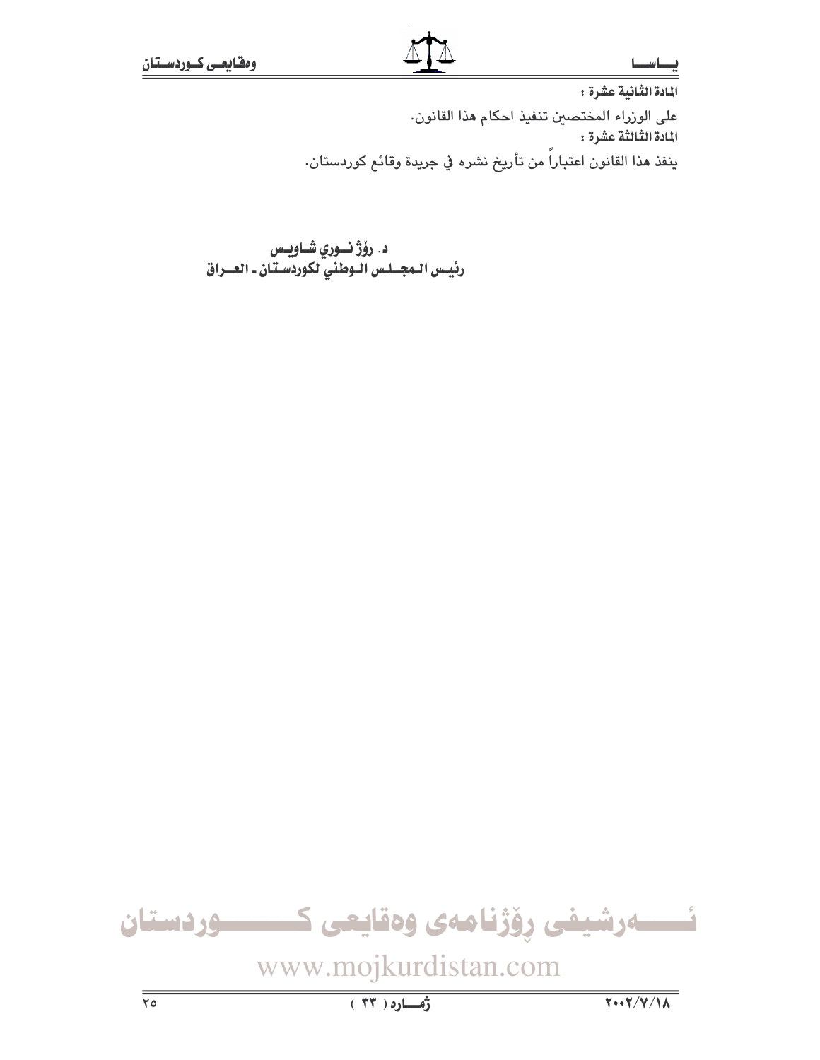**المادة الثانية عشرة :**

على الوزراء المختصين تنفيذ احكام هذا القانون.

**المادة الثالثة عشرة :**

ينفذ هذا القانون اعتباراً من تأريخ نشره في جريدة وقائع كوردستان.

**د. رۆژ نـوري شـاويـس**
**رئيـس المجـلـس الـوطني لكوردسـتان ـ العـراق**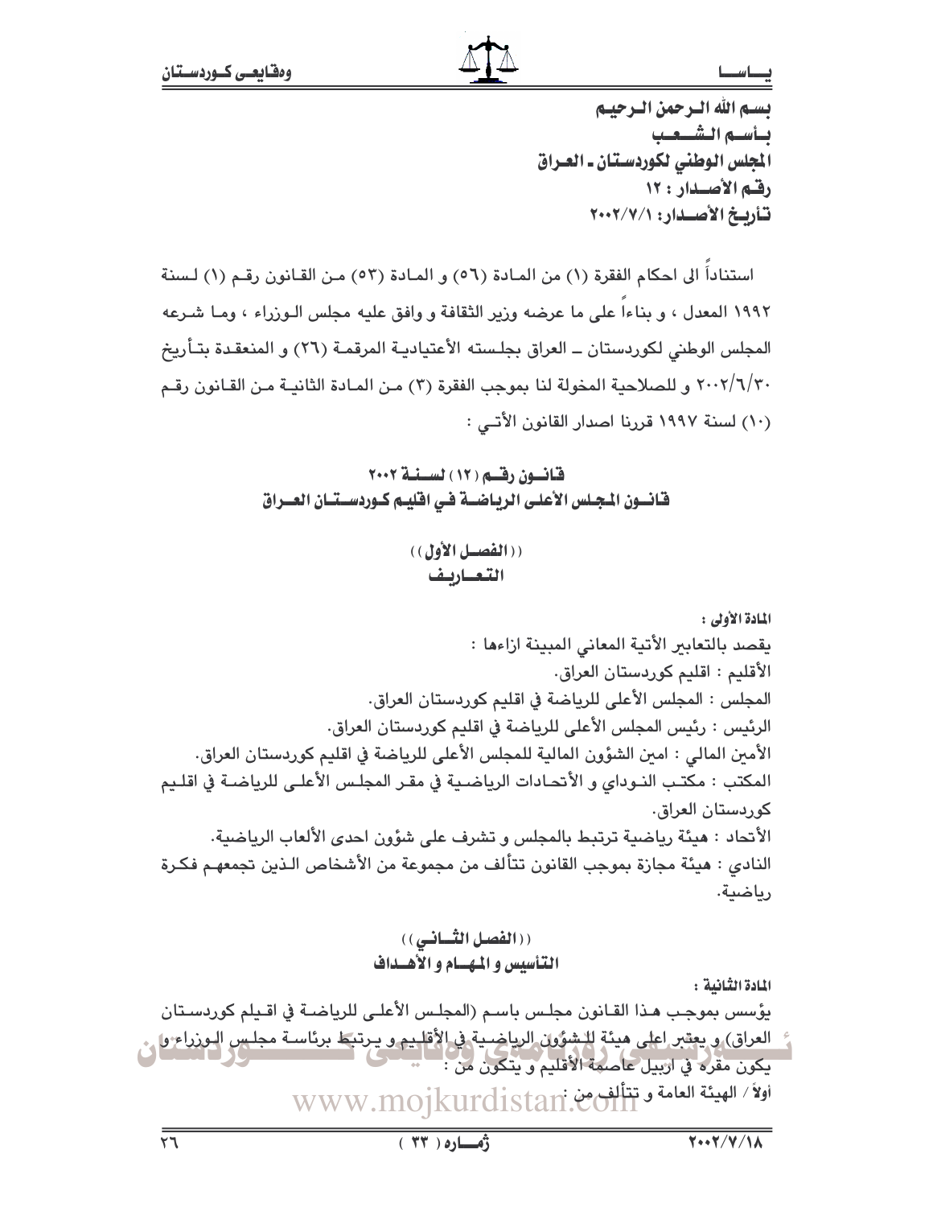بسم الله الرحمن الرحيم
بأسم الشعب
المجلس الوطني لكوردستان ـ العراق
رقم الأصدار : ١٢
تأريخ الأصدار: ٢٠٠٢/٧/١

استناداً الى احكام الفقرة (١) من المادة (٥٦) و المادة (٥٣) من القانون رقم (١) لسنة ١٩٩٢ المعدل ، و بناءاً على ما عرضه وزير الثقافة و وافق عليه مجلس الوزراء ، وما شرعه المجلس الوطني لكوردستان ــ العراق بجلسته الأعتيادية المرقمة (٢٦) و المنعقدة بتأريخ ٢٠٠٢/٦/٣٠ و للصلاحية المخولة لنا بموجب الفقرة (٣) من المادة الثانية من القانون رقم (١٠) لسنة ١٩٩٧ قررنا اصدار القانون الأتي :

## قانون رقم (١٢) لسنة ٢٠٠٢
## قانون المجلس الأعلى الرياضة في اقليم كوردستان العراق

### ((الفصل الأول))
### التعاريف

**المادة الأولى :**

يقصد بالتعابير الأتية المعاني المبينة ازاءها :

الأقليم : اقليم كوردستان العراق.

المجلس : المجلس الأعلى للرياضة في اقليم كوردستان العراق.

الرئيس : رئيس المجلس الأعلى للرياضة في اقليم كوردستان العراق.

الأمين المالي : امين الشؤون المالية للمجلس الأعلى للرياضة في اقليم كوردستان العراق.

المكتب : مكتب النوداي و الأتحادات الرياضية في مقر المجلس الأعلى للرياضة في اقليم كوردستان العراق.

الأتحاد : هيئة رياضية ترتبط بالمجلس و تشرف على شؤون احدى الألعاب الرياضية.

النادي : هيئة مجازة بموجب القانون تتألف من مجموعة من الأشخاص الذين تجمعهم فكرة رياضية.

### ((الفصل الثاني))
### التأسيس و المهام و الأهداف

**المادة الثانية :**

يؤسس بموجب هذا القانون مجلس باسم (المجلس الأعلى للرياضة في اقيلم كوردستان العراق) و يعتبر اعلى هيئة للشؤون الرياضية في الأقليم و يرتبط برئاسة مجلس الوزراء و يكون مقره في اربيل عاصمة الأقليم و يتكون من :

أولاً / الهيئة العامة و تتألف من :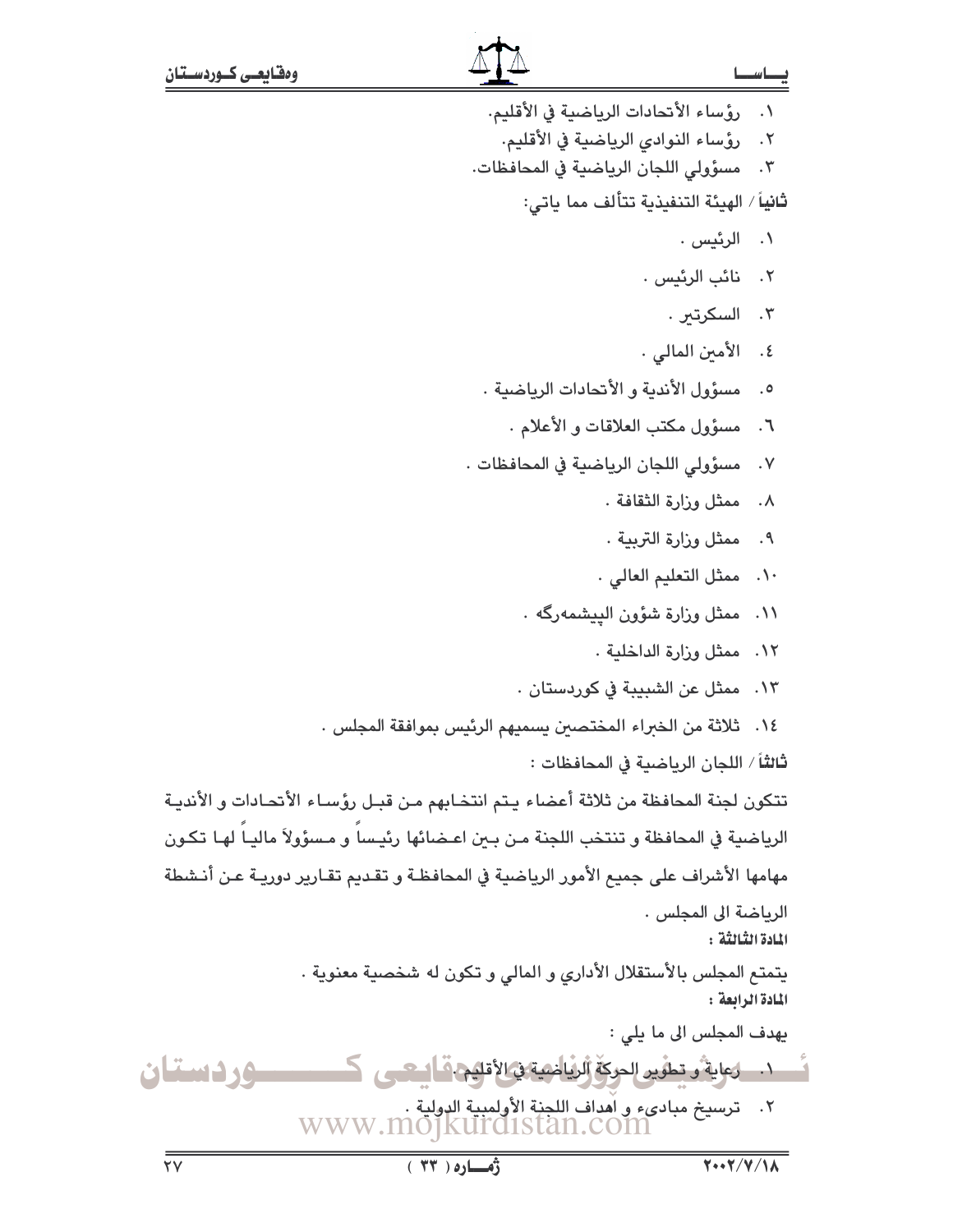١. رؤساء الأتحادات الرياضية في الأقليم.
٢. رؤساء النوادي الرياضية في الأقليم.
٣. مسؤولي اللجان الرياضية في المحافظات.

**ثانياً** / الهيئة التنفيذية تتألف مما ياتي:

١. الرئيس .
٢. نائب الرئيس .
٣. السكرتير .
٤. الأمين المالي .
٥. مسؤول الأندية و الأتحادات الرياضية .
٦. مسؤول مكتب العلاقات و الأعلام .
٧. مسؤولي اللجان الرياضية في المحافظات .
٨. ممثل وزارة الثقافة .
٩. ممثل وزارة التربية .
١٠. ممثل التعليم العالي .
١١. ممثل وزارة شؤون البيشمەرگە .
١٢. ممثل وزارة الداخلية .
١٣. ممثل عن الشبيبة في كوردستان .
١٤. ثلاثة من الخبراء المختصين يسميهم الرئيس بموافقة المجلس .

**ثالثاً** / اللجان الرياضية في المحافظات :

تتكون لجنة المحافظة من ثلاثة أعضاء يتم انتخابهم من قبل رؤساء الأتحادات و الأندية الرياضية في المحافظة و تنتخب اللجنة من بين اعضائها رئيساً و مسؤولاً مالياً لها تكون مهامها الأشراف على جميع الأمور الرياضية في المحافظة و تقديم تقارير دورية عن أنشطة الرياضة الى المجلس .

**المادة الثالثة :**

يتمتع المجلس بالأستقلال الأداري و المالي و تكون له شخصية معنوية .

**المادة الرابعة :**

يهدف المجلس الى ما يلي :

١. رعاية و تطوير الحركة الرياضية في الأقليم .
٢. ترسيخ مبادىء و اهداف اللجنة الأولمبية الدولية .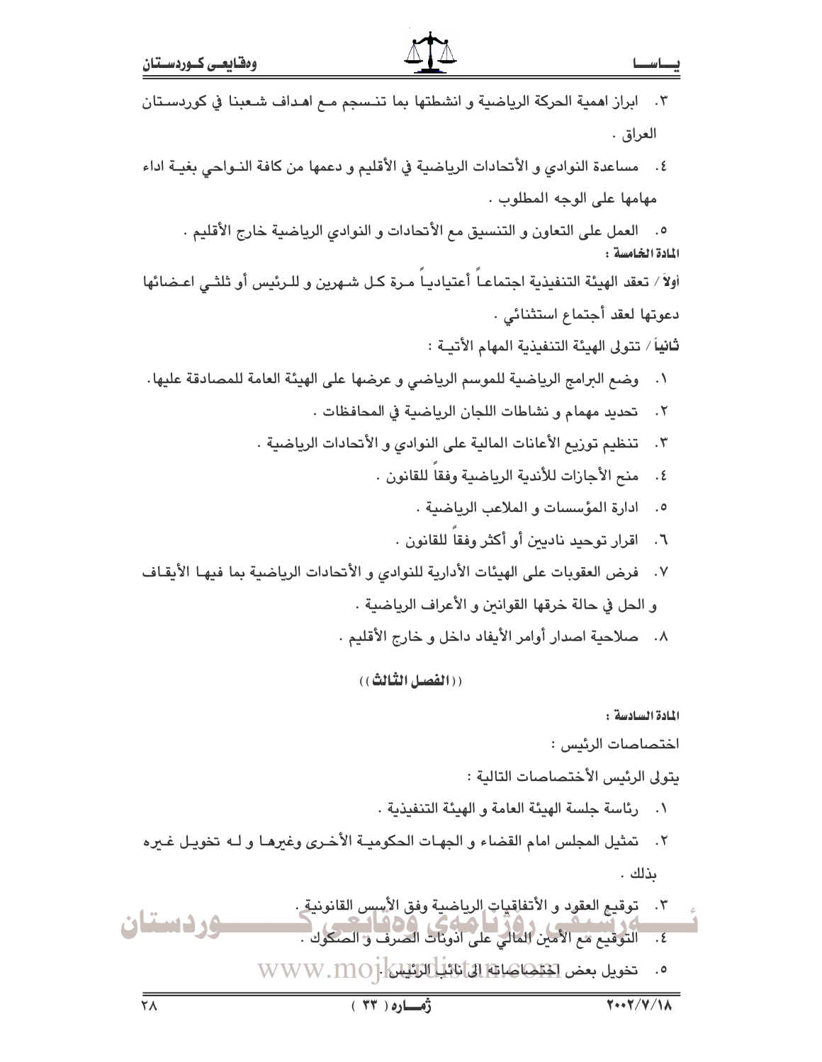٣. ابراز اهمية الحركة الرياضية و انشطتها بما تنسجم مع اهداف شعبنا في كوردستان العراق .

٤. مساعدة النوادي و الأتحادات الرياضية في الأقليم و دعمها من كافة النواحي بغية اداء مهامها على الوجه المطلوب .

٥. العمل على التعاون و التنسيق مع الأتحادات و النوادي الرياضية خارج الأقليم .

**المادة الخامسة :**

**أولاً /** تعقد الهيئة التنفيذية اجتماعاً أعتيادياً مرة كل شهرين و للرئيس أو ثلثي اعضائها دعوتها لعقد أجتماع استثنائي .

**ثانياً /** تتولى الهيئة التنفيذية المهام الأتية :

١. وضع البرامج الرياضية للموسم الرياضي و عرضها على الهيئة العامة للمصادقة عليها.

٢. تحديد مهمام و نشاطات اللجان الرياضية في المحافظات .

٣. تنظيم توزيع الأعانات المالية على النوادي و الأتحادات الرياضية .

٤. منح الأجازات للأندية الرياضية وفقاً للقانون .

٥. ادارة المؤسسات و الملاعب الرياضية .

٦. اقرار توحيد ناديين أو أكثر وفقاً للقانون .

٧. فرض العقوبات على الهيئات الأدارية للنوادي و الأتحادات الرياضية بما فيها الأيقاف و الحل في حالة خرقها القوانين و الأعراف الرياضية .

٨. صلاحية اصدار أوامر الأيفاد داخل و خارج الأقليم .

**((الفصل الثالث))**

**المادة السادسة :**

اختصاصات الرئيس :

يتولى الرئيس الأختصاصات التالية :

١. رئاسة جلسة الهيئة العامة و الهيئة التنفيذية .

٢. تمثيل المجلس امام القضاء و الجهات الحكومية الأخرى وغيرها و له تخويل غيره بذلك .

٣. توقيع العقود و الأتفاقيات الرياضية وفق الأسس القانونية .

٤. التوقيع مع الأمين المالي على أذونات الصرف و الصكوك .

٥. تخويل بعض اختصاصاته الى نائب الرئيس .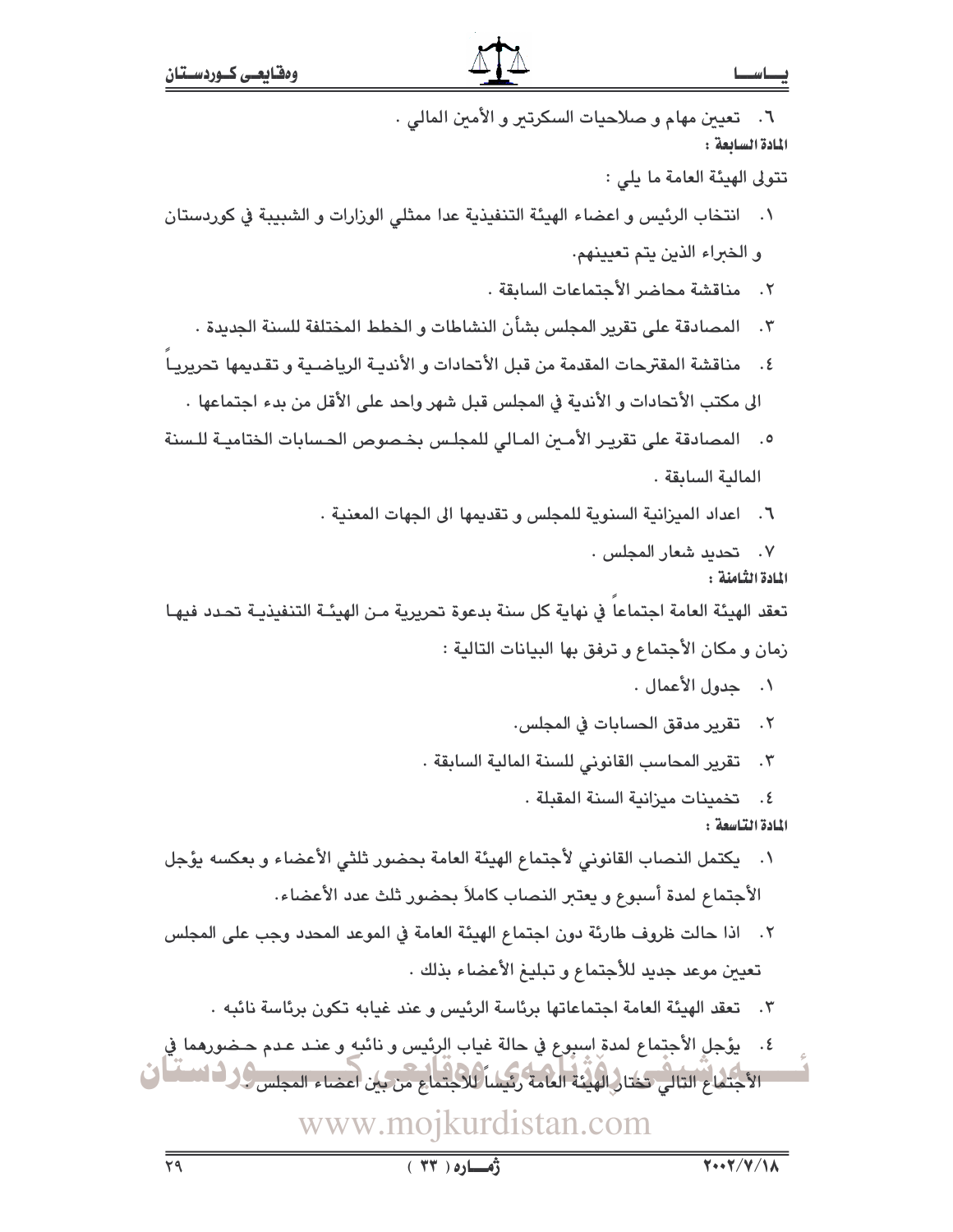٦. تعيين مهام و صلاحيات السكرتير و الأمين المالي .

**المادة السابعة :**

تتولى الهيئة العامة ما يلي :

١. انتخاب الرئيس و اعضاء الهيئة التنفيذية عدا ممثلي الوزارات و الشبيبة في كوردستان و الخبراء الذين يتم تعيينهم.
٢. مناقشة محاضر الأجتماعات السابقة .
٣. المصادقة على تقرير المجلس بشأن النشاطات و الخطط المختلفة للسنة الجديدة .
٤. مناقشة المقترحات المقدمة من قبل الأتحادات و الأندية الرياضية و تقديمها تحريرياً الى مكتب الأتحادات و الأندية في المجلس قبل شهر واحد على الأقل من بدء اجتماعها .
٥. المصادقة على تقرير الأمين المالي للمجلس بخصوص الحسابات الختامية للسنة المالية السابقة .
٦. اعداد الميزانية السنوية للمجلس و تقديمها الى الجهات المعنية .
٧. تحديد شعار المجلس .

**المادة الثامنة :**

تعقد الهيئة العامة اجتماعاً في نهاية كل سنة بدعوة تحريرية من الهيئة التنفيذية تحدد فيها زمان و مكان الأجتماع و ترفق بها البيانات التالية :

١. جدول الأعمال .
٢. تقرير مدقق الحسابات في المجلس.
٣. تقرير المحاسب القانوني للسنة المالية السابقة .
٤. تخمينات ميزانية السنة المقبلة .

**المادة التاسعة :**

١. يكتمل النصاب القانوني لأجتماع الهيئة العامة بحضور ثلثي الأعضاء و بعكسه يؤجل الأجتماع لمدة أسبوع و يعتبر النصاب كاملاً بحضور ثلث عدد الأعضاء.
٢. اذا حالت ظروف طارئة دون اجتماع الهيئة العامة في الموعد المحدد وجب على المجلس تعيين موعد جديد للأجتماع و تبليغ الأعضاء بذلك .
٣. تعقد الهيئة العامة اجتماعاتها برئاسة الرئيس و عند غيابه تكون برئاسة نائبه .
٤. يؤجل الأجتماع لمدة اسبوع في حالة غياب الرئيس و نائبه و عند عدم حضورهما في الأجتماع التالي تختار الهيئة العامة رئيساً للأجتماع من بين اعضاء المجلس .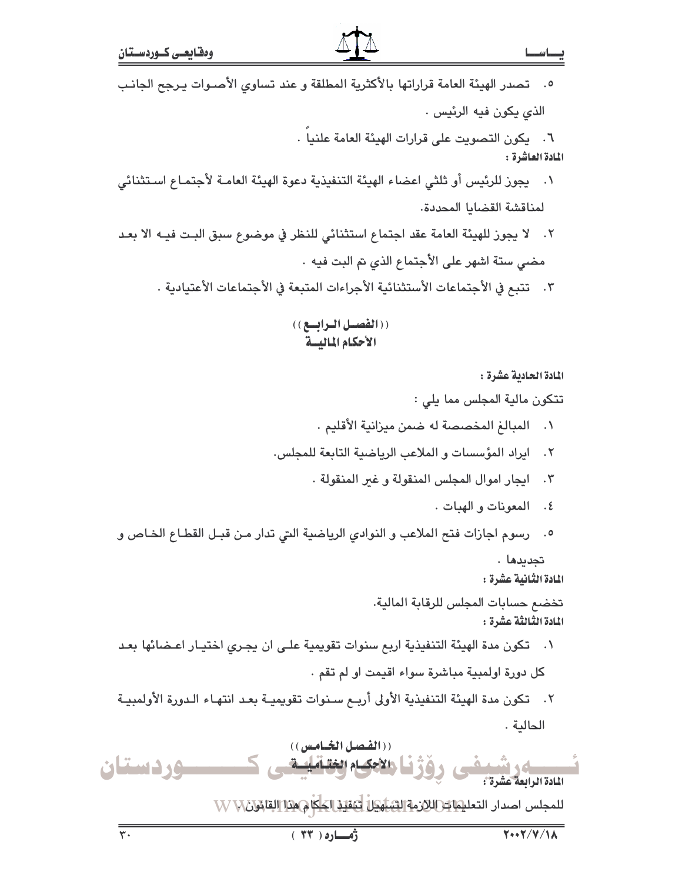٥. تصدر الهيئة العامة قراراتها بالأكثرية المطلقة و عند تساوي الأصوات يرجح الجانب الذي يكون فيه الرئيس .

٦. يكون التصويت على قرارات الهيئة العامة علنياً .

**المادة العاشرة :**

١. يجوز للرئيس أو ثلثي اعضاء الهيئة التنفيذية دعوة الهيئة العامة لأجتماع استثنائي لمناقشة القضايا المحددة.

٢. لا يجوز للهيئة العامة عقد اجتماع استثنائي للنظر في موضوع سبق البت فيه الا بعد مضي ستة اشهر على الأجتماع الذي تم البت فيه .

٣. تتبع في الأجتماعات الأستثنائية الأجراءات المتبعة في الأجتماعات الأعتيادية .

## ((الفصل الرابع))
## الأحكام المالية

**المادة الحادية عشرة :**

تتكون مالية المجلس مما يلي :

١. المبالغ المخصصة له ضمن ميزانية الأقليم .

٢. ايراد المؤسسات و الملاعب الرياضية التابعة للمجلس.

٣. ايجار اموال المجلس المنقولة و غير المنقولة .

٤. المعونات و الهبات .

٥. رسوم اجازات فتح الملاعب و النوادي الرياضية التي تدار من قبل القطاع الخاص و تجديدها .

**المادة الثانية عشرة :**

تخضع حسابات المجلس للرقابة المالية.

**المادة الثالثة عشرة :**

١. تكون مدة الهيئة التنفيذية اربع سنوات تقويمية على ان يجري اختيار اعضائها بعد كل دورة اولمبية مباشرة سواء اقيمت او لم تقم .

٢. تكون مدة الهيئة التنفيذية الأولى أربع سنوات تقويمية بعد انتهاء الدورة الأولمبية الحالية .

## ((الفصل الخامس))
## الأحكام الختامية

**المادة الرابعة عشرة :**

للمجلس اصدار التعليمات اللازمة لتسهيل تنفيذ احكام هذا القانون.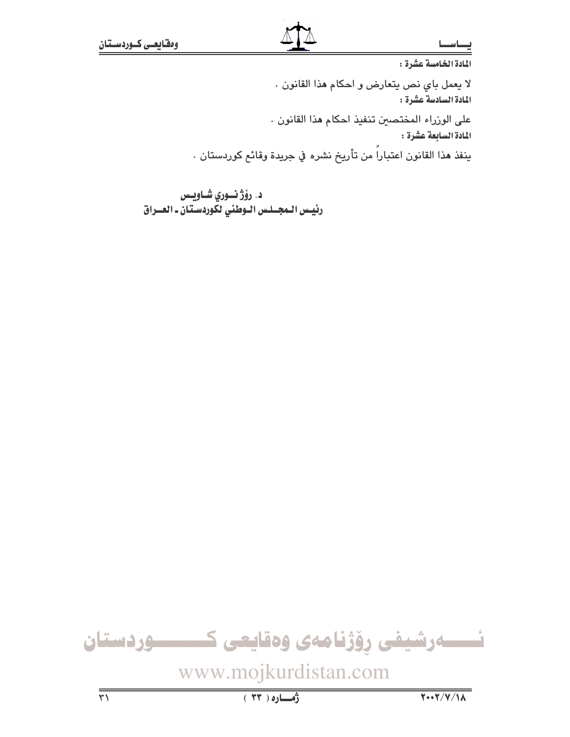**المادة الخامسة عشرة :**

لا يعمل باي نص يتعارض و احكام هذا القانون .

**المادة السادسة عشرة :**

على الوزراء المختصين تنفيذ احكام هذا القانون .

**المادة السابعة عشرة :**

ينفذ هذا القانون اعتباراً من تأريخ نشره في جريدة وقائع كوردستان .

**د. رۆژ نـوري شـاويـس**
**رئيـس المجـلـس الـوطني لكوردسـتان ـ العـراق**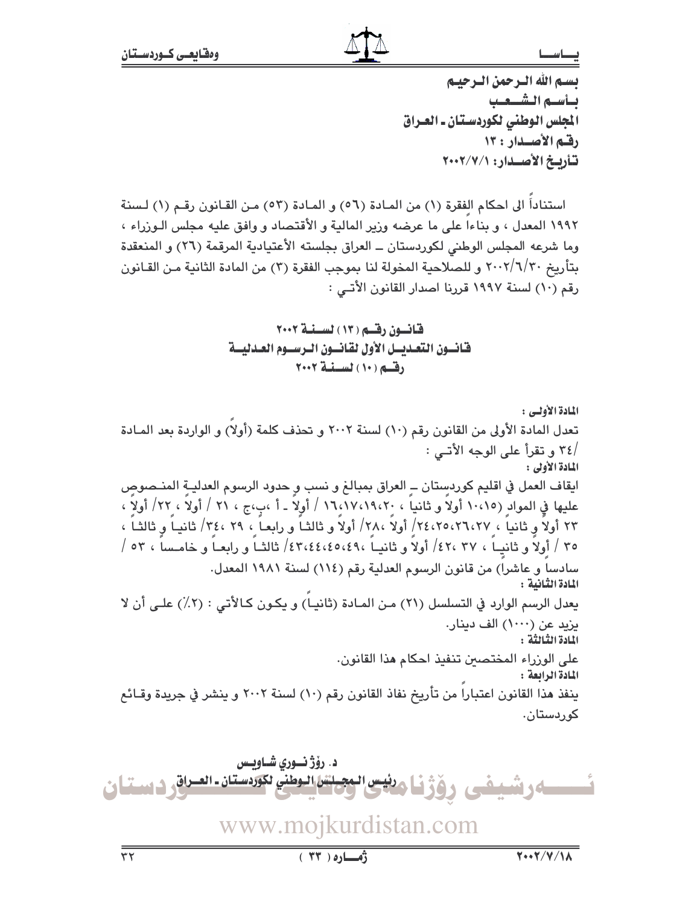بسم الله الرحمن الرحيم
بأسم الشعب
المجلس الوطني لكوردستان ـ العراق
رقم الأصدار : ١٣
تأريخ الأصدار: ٢٠٠٢/٧/١

استناداً الى احكام الفقرة (١) من المادة (٥٦) و المادة (٥٣) من القانون رقم (١) لسنة ١٩٩٢ المعدل ، و بناءاً على ما عرضه وزير المالية و الأقتصاد و وافق عليه مجلس الوزراء ، وما شرعه المجلس الوطني لكوردستان ــ العراق بجلسته الأعتيادية المرقمة (٢٦) و المنعقدة بتأريخ ٢٠٠٢/٦/٣٠ و للصلاحية المخولة لنا بموجب الفقرة (٣) من المادة الثانية من القانون رقم (١٠) لسنة ١٩٩٧ قررنا اصدار القانون الأتي :

## قانون رقم (١٣) لسنة ٢٠٠٢
## قانون التعديل الأول لقانون الرسوم العدلية
## رقم (١٠) لسنة ٢٠٠٢

**المادة الأولى :**
تعدل المادة الأولى من القانون رقم (١٠) لسنة ٢٠٠٢ و تحذف كلمة (أولاً) و الواردة بعد المادة /٣٤ و تقرأ على الوجه الأتي :
**المادة الأولى :**
ايقاف العمل في اقليم كوردستان ــ العراق بمبالغ و نسب و حدود الرسوم العدلية المنصوص عليها في المواد (١٠،١٥ أولاً و ثانياً ، ١٦،١٧،١٩،٢٠ / أولاً ـ أ ،ب،ج ، ٢١ / أولاً ، ٢٢/ أولاً ، ٢٣ أولاً و ثانياً ، ٢٤،٢٥،٢٦،٢٧/ أولاً ،٢٨/ أولاً و ثالثاً و رابعاً ، ٢٩ ،٣٤/ ثانياً و ثالثاً ، ٣٥ / أولاً و ثانياً ، ٣٧ ،٤٢/ أولاً و ثانياً ،٤٣،٤٤،٤٥،٤٩/ ثالثاً و رابعاً و خامساً ، ٥٣ / سادساً و عاشراً) من قانون الرسوم العدلية رقم (١١٤) لسنة ١٩٨١ المعدل.
**المادة الثانية :**
يعدل الرسم الوارد في التسلسل (٢١) من المادة (ثانياً) و يكون كالأتي : (٢٪) على أن لا يزيد عن (١٠٠٠) الف دينار.
**المادة الثالثة :**
على الوزراء المختصين تنفيذ احكام هذا القانون.
**المادة الرابعة :**
ينفذ هذا القانون اعتباراً من تأريخ نفاذ القانون رقم (١٠) لسنة ٢٠٠٢ و ينشر في جريدة وقائع كوردستان.

**د. رۆژ نوري شاويس**
**رئيس المجلس الوطني لكوردستان ـ العراق**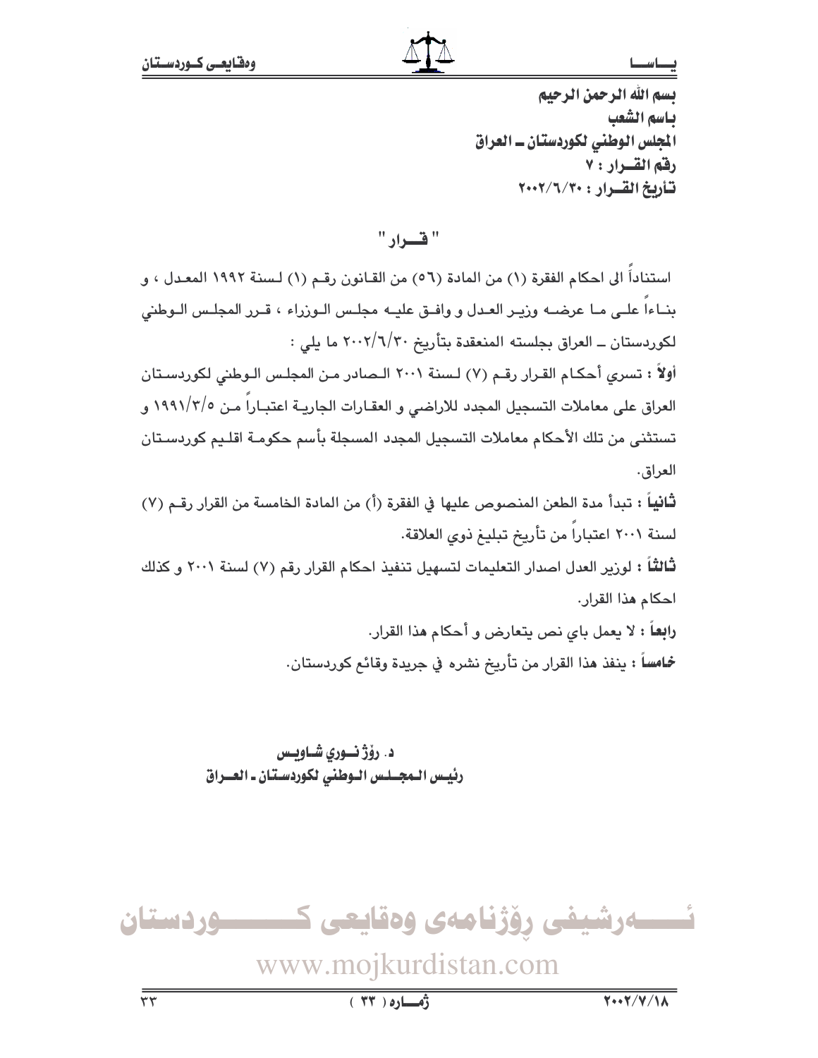**بسم الله الرحمن الرحيم**

**باسم الشعب**

**المجلس الوطني لكوردستان ــ العراق**

**رقم القــرار : ٧**

**تأريخ القــرار : ٢٠٠٢/٦/٣٠**

## " قــرار "

استناداً الى احكام الفقرة (١) من المادة (٥٦) من القانون رقم (١) لسنة ١٩٩٢ المعدل ، و بناءاً على ما عرضه وزير العدل و وافق عليه مجلس الوزراء ، قرر المجلس الوطني لكوردستان ــ العراق بجلسته المنعقدة بتأريخ ٢٠٠٢/٦/٣٠ ما يلي :

**أولاً :** تسري أحكام القرار رقم (٧) لسنة ٢٠٠١ الصادر من المجلس الوطني لكوردستان العراق على معاملات التسجيل المجدد للاراضي و العقارات الجارية اعتباراً من ١٩٩١/٣/٥ و تستثنى من تلك الأحكام معاملات التسجيل المجدد المسجلة بأسم حكومة اقليم كوردستان العراق.

**ثانياً :** تبدأ مدة الطعن المنصوص عليها في الفقرة (أ) من المادة الخامسة من القرار رقم (٧) لسنة ٢٠٠١ اعتباراً من تأريخ تبليغ ذوي العلاقة.

**ثالثاً :** لوزير العدل اصدار التعليمات لتسهيل تنفيذ احكام القرار رقم (٧) لسنة ٢٠٠١ و كذلك احكام هذا القرار.

**رابعاً :** لا يعمل باي نص يتعارض و أحكام هذا القرار.

**خامساً :** ينفذ هذا القرار من تأريخ نشره في جريدة وقائع كوردستان.

**د. رۆژ نــوري شــاويـس**

**رئيـس الـمجــلس الـوطني لكوردسـتان ـ العــراق**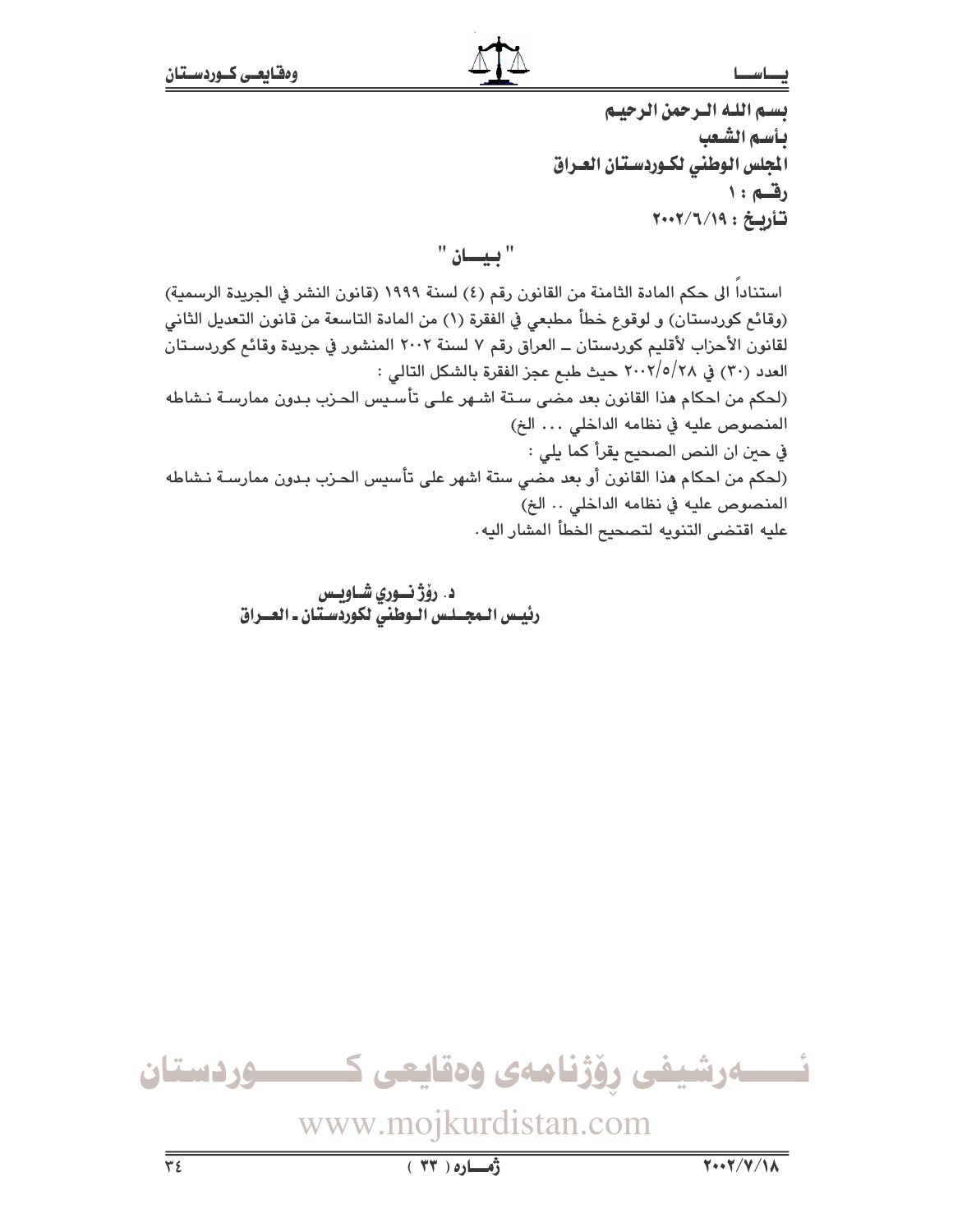بسم الله الرحمن الرحيم

بأسم الشعب

المجلس الوطني لكوردستان العراق

رقم : ١

تأريخ : ٢٠٠٢/٦/١٩

## " بيان "

استناداً الى حكم المادة الثامنة من القانون رقم (٤) لسنة ١٩٩٩ (قانون النشر في الجريدة الرسمية) (وقائع كوردستان) و لوقوع خطأ مطبعي في الفقرة (١) من المادة التاسعة من قانون التعديل الثاني لقانون الأحزاب لأقليم كوردستان ـ العراق رقم ٧ لسنة ٢٠٠٢ المنشور في جريدة وقائع كوردستان العدد (٣٠) في ٢٠٠٢/٥/٢٨ حيث طبع عجز الفقرة بالشكل التالي :

(لحكم من احكام هذا القانون بعد مضى ستة اشهر على تأسيس الحزب بدون ممارسة نشاطه المنصوص عليه في نظامه الداخلي ... الخ)

في حين ان النص الصحيح يقرأ كما يلي :

(لحكم من احكام هذا القانون أو بعد مضي ستة اشهر على تأسيس الحزب بدون ممارسة نشاطه المنصوص عليه في نظامه الداخلي .. الخ)

عليه اقتضى التنويه لتصحيح الخطأ المشار اليه.

د. رۆژ نوري شاويس

رئيس المجلس الوطني لكوردستان ـ العراق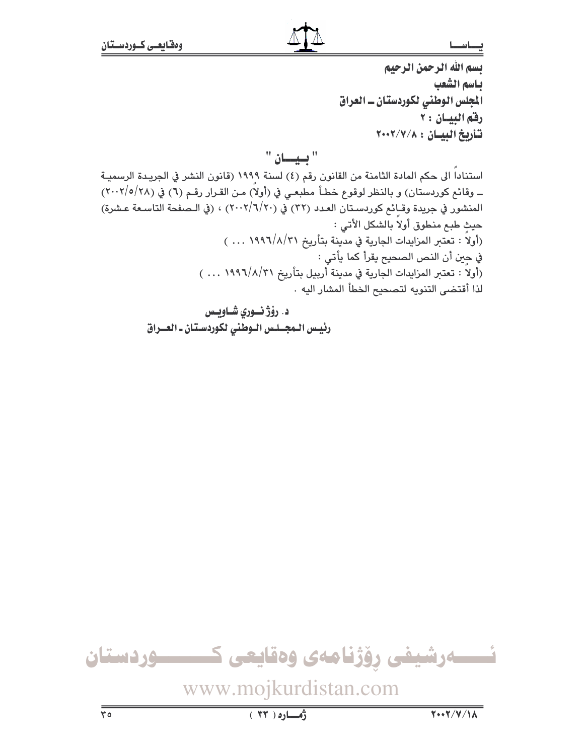بسم الله الرحمن الرحيم

باسم الشعب

المجلس الوطني لكوردستان ـ العراق

رقم البيـان : ٢

تأريخ البيـان : ٢٠٠٢/٧/٨

## " بيـــان "

استناداً الى حكم المادة الثامنة من القانون رقم (٤) لسنة ١٩٩٩ (قانون النشر في الجريدة الرسمية ـ وقائع كوردستان) و بالنظر لوقوع خطأ مطبعي في (أولاً) من القرار رقم (٦) في (٢٠٠٢/٥/٢٨) المنشور في جريدة وقائع كوردستان العدد (٣٢) في (٢٠٠٢/٦/٢٠) ، (في الصفحة التاسعة عشرة) حيث طبع منطوق أولاً بالشكل الأتي :

(أولاً : تعتبر المزايدات الجارية في مدينة بتأريخ ١٩٩٦/٨/٣١ ... )

في حين أن النص الصحيح يقرأ كما يأتي :

(أولاً : تعتبر المزايدات الجارية في مدينة أربيل بتأريخ ١٩٩٦/٨/٣١ ... )

لذا أقتضى التنويه لتصحيح الخطأ المشار اليه .

**د. رۆژ نـوري شـاويـس**

**رئيـس المجـلس الـوطني لكوردستان ـ العـراق**